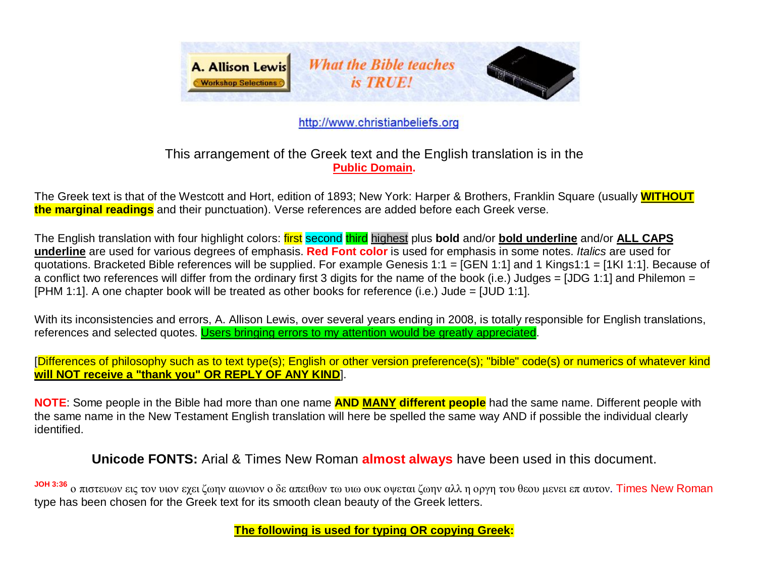A. Allison Lewis — Workshop Selections — *What the Bible teaches is TRUE!*

http://www.christianbeliefs.org

This arrangement of the Greek text and the English translation is in the **Public Domain.**

The Greek text is that of the Westcott and Hort, edition of 1893; New York: Harper & Brothers, Franklin Square (usually **WITHOUT the marginal readings** and their punctuation). Verse references are added before each Greek verse.

The English translation with four highlight colors: first second third highest plus **bold** and/or **bold underline** and/or **ALL CAPS underline** are used for various degrees of emphasis. **Red Font color** is used for emphasis in some notes. *Italics* are used for quotations. Bracketed Bible references will be supplied. For example Genesis 1:1 = [GEN 1:1] and 1 Kings1:1 = [1KI 1:1]. Because of a conflict two references will differ from the ordinary first 3 digits for the name of the book (i.e.) Judges = [JDG 1:1] and Philemon = [PHM 1:1]. A one chapter book will be treated as other books for reference (i.e.) Jude = [JUD 1:1].

With its inconsistencies and errors, A. Allison Lewis, over several years ending in 2008, is totally responsible for English translations, references and selected quotes. Users bringing errors to my attention would be greatly appreciated.

[Differences of philosophy such as to text type(s); English or other version preference(s); "bible" code(s) or numerics of whatever kind **will NOT receive a "thank you" OR REPLY OF ANY KIND**].

**NOTE**: Some people in the Bible had more than one name **AND MANY different people** had the same name. Different people with the same name in the New Testament English translation will here be spelled the same way AND if possible the individual clearly identified.

**Unicode FONTS:** Arial & Times New Roman **almost always** have been used in this document.

**JOH 3:36** ο πιστευων εις τον υιον εχει ζωην αιωνιον ο δε απειθων τω υιω ουκ οψεται ζωην αλλ η οργη του θεου μενει επ αυτον. Times New Roman type has been chosen for the Greek text for its smooth clean beauty of the Greek letters.

**The following is used for typing OR copying Greek:**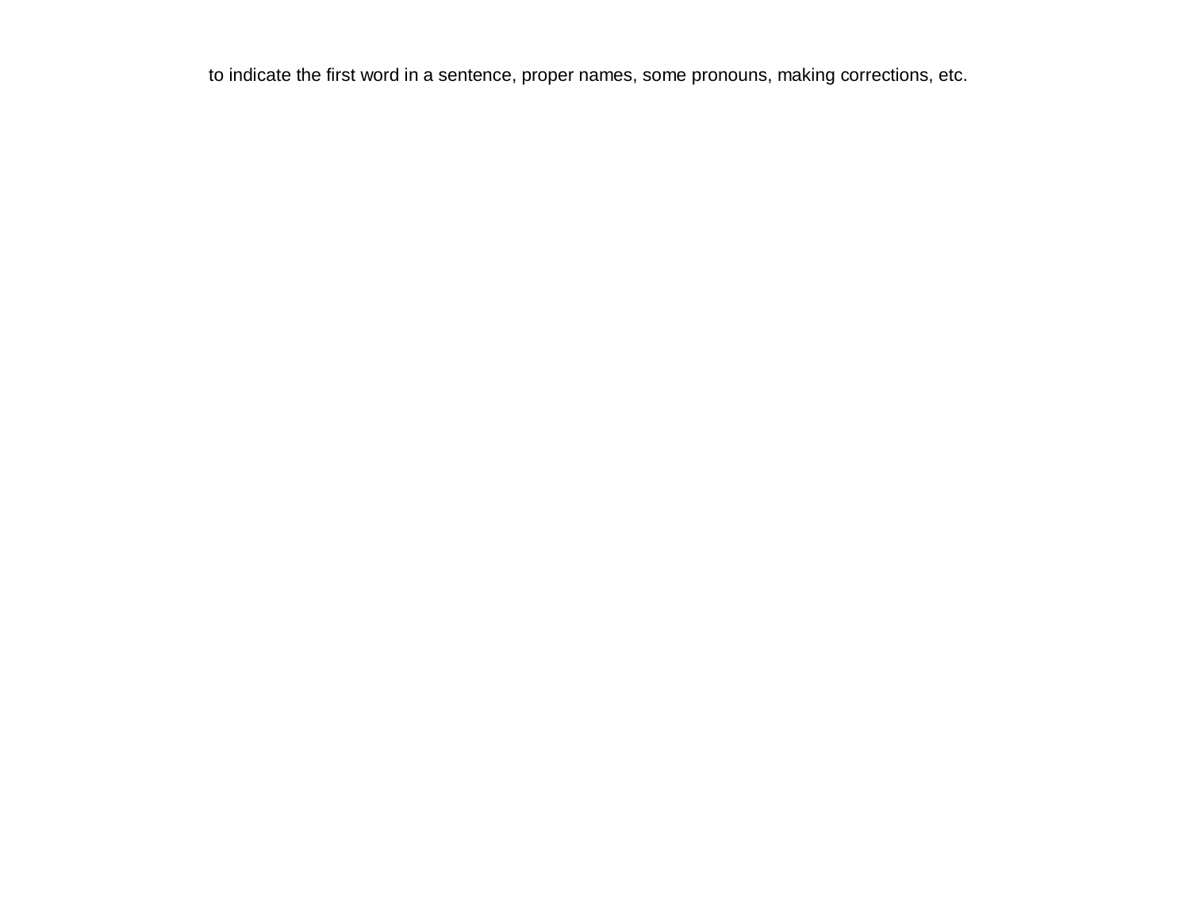to indicate the first word in a sentence, proper names, some pronouns, making corrections, etc.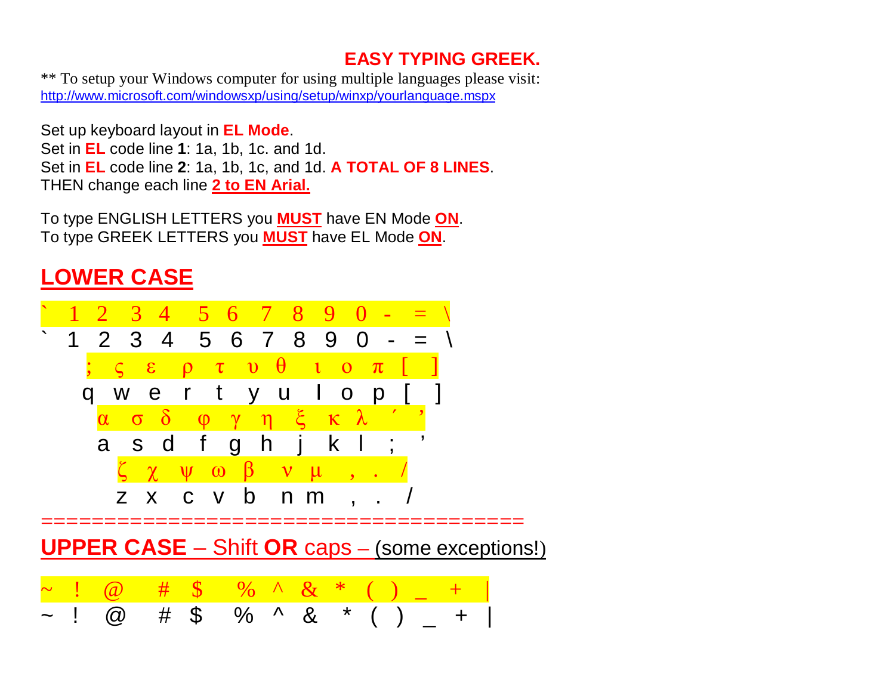# EASY TYPING GREEK.

** To setup your Windows computer for using multiple languages please visit:
http://www.microsoft.com/windowsxp/using/setup/winxp/yourlanguage.mspx

Set up keyboard layout in **EL Mode**.
Set in **EL** code line **1**: 1a, 1b, 1c. and 1d.
Set in **EL** code line **2**: 1a, 1b, 1c, and 1d. **A TOTAL OF 8 LINES**.
THEN change each line **2 to EN Arial.**

To type ENGLISH LETTERS you **MUST** have EN Mode **ON**.
To type GREEK LETTERS you **MUST** have EL Mode **ON**.

## LOWER CASE

```
` 1 2 3 4 5 6 7 8 9 0 - = \
` 1 2 3 4 5 6 7 8 9 0 - = \
  ; ς ε ρ τ υ θ ι ο π [ ]
  q w e r t y u I o p [ ]
   α σ δ φ γ η ξ κ λ ΄ ’
   a s d f g h j k l ; ’
    ζ χ ψ ω β ν μ , . /
    z x c v b n m , . /
```

====================================

## UPPER CASE – Shift OR caps – (some exceptions!)

```
~ ! @ # $ % ^ & * ( ) _ + |
~ ! @ # $ % ^ & * ( ) _ + |
```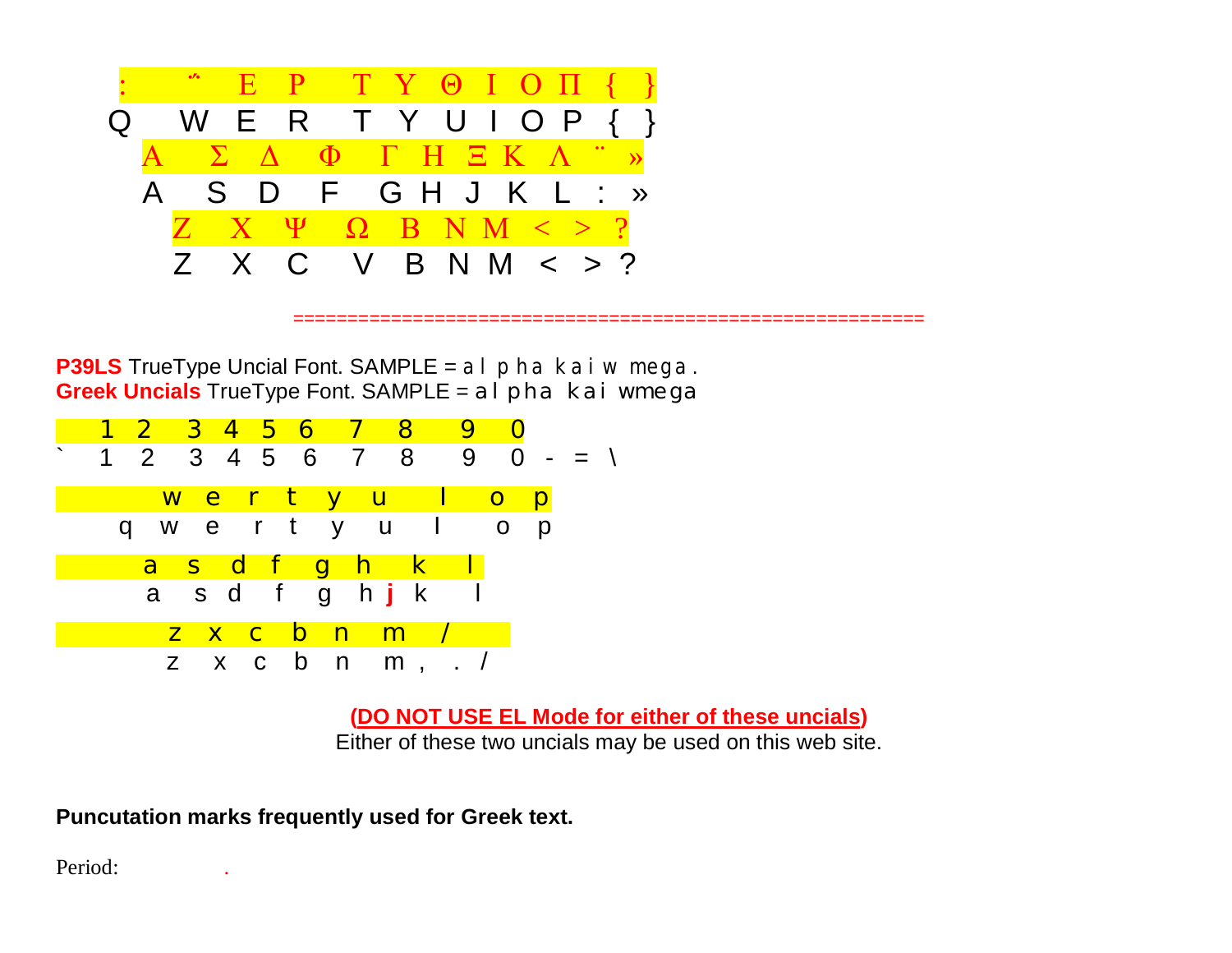: ῀ Ε Ρ Τ Υ Θ Ι Ο Π { }
Q W E R T Y U I O P { }

Α Σ Δ Φ Γ Η Ξ Κ Λ ¨ »
A S D F G H J K L : »

Ζ Χ Ψ Ω Β Ν Μ < > ?
Z X C V B N M < > ?

=========================================================

**P39LS** TrueType Uncial Font. SAMPLE = alpha kai wmega.
**Greek Uncials** TrueType Font. SAMPLE = alpha kai wmega

1 2 3 4 5 6 7 8 9 0
` 1 2 3 4 5 6 7 8 9 0 - = \

w e r t y u I o p
q w e r t y u I o p

a s d f g h k l
a s d f g h **j** k l

z x c b n m /
z x c b n m , . /

**(DO NOT USE EL Mode for either of these uncials)**
Either of these two uncials may be used on this web site.

**Puncutation marks frequently used for Greek text.**

Period: .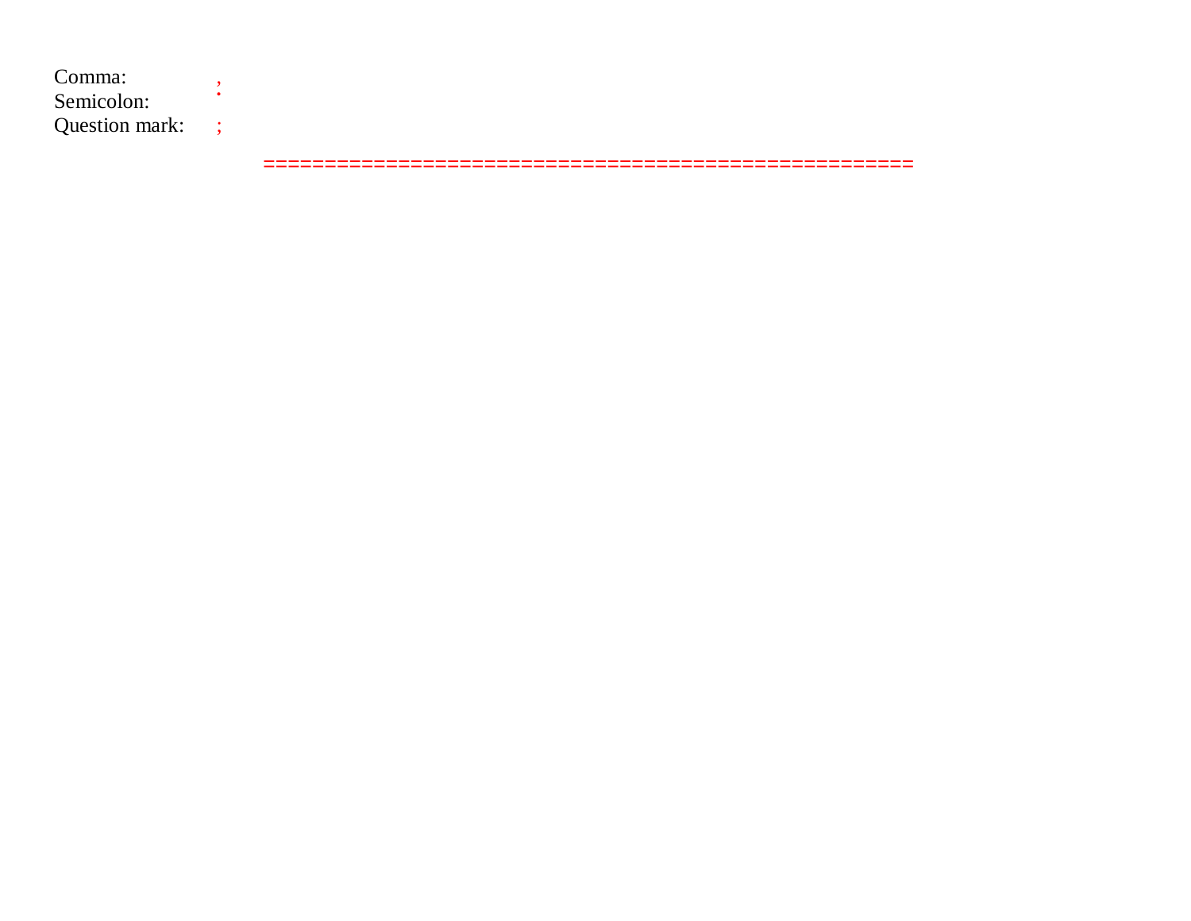Comma: ,
Semicolon: ;
Question mark: ;

==================================================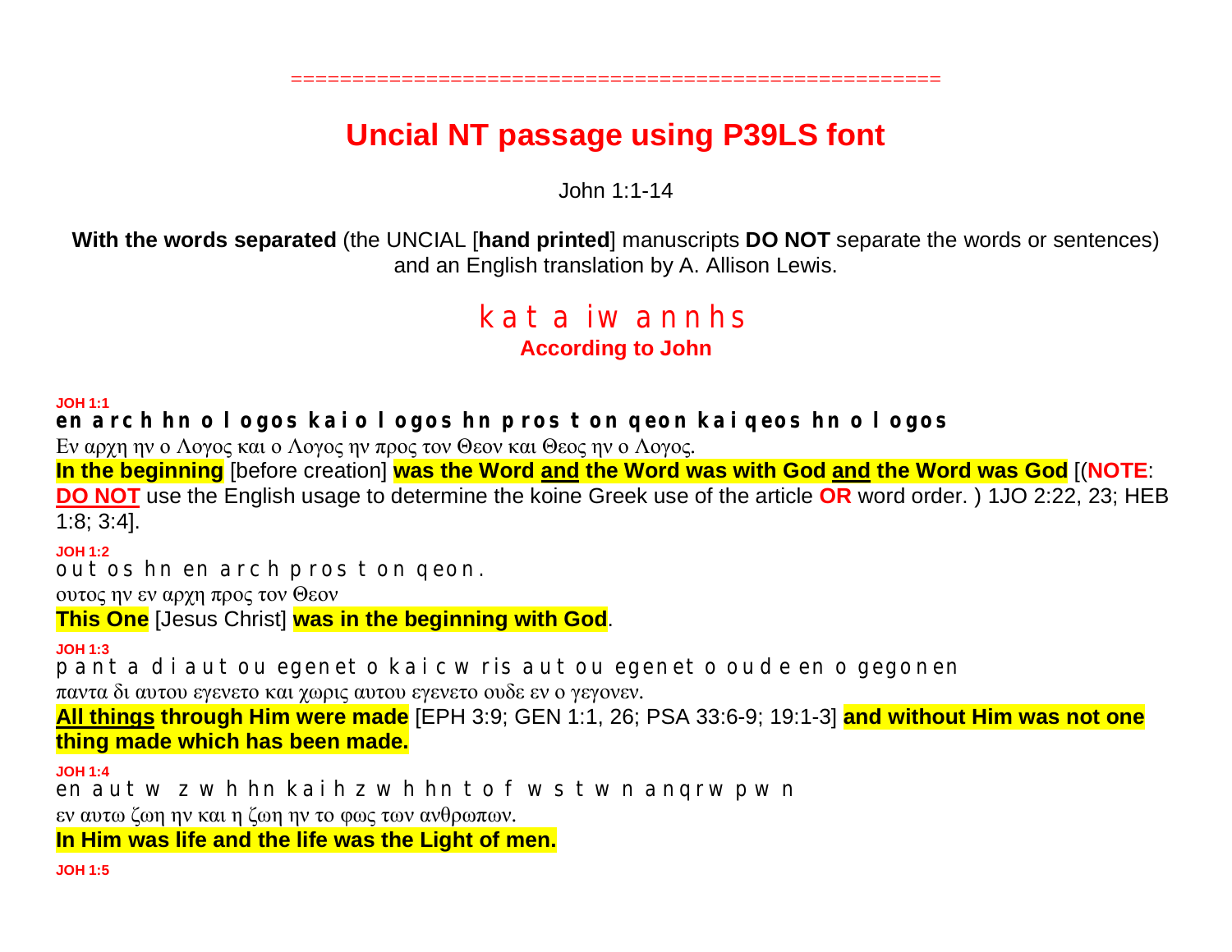=====================================================

# Uncial NT passage using P39LS font

John 1:1-14

**With the words separated** (the UNCIAL [**hand printed**] manuscripts **DO NOT** separate the words or sentences) and an English translation by A. Allison Lewis.

## k a t a iw a n n h s
**According to John**

**JOH 1:1**
**en a r c h hn o l ogos k a i o l ogos hn p r os t on qeon k a i qeos hn o l ogos**
Εν αρχη ην ο Λογος και ο Λογος ην προς τον Θεον και Θεος ην ο Λογος.
**In the beginning** [before creation] **was the Word and the Word was with God and the Word was God** [(**NOTE**: **DO NOT** use the English usage to determine the koine Greek use of the article **OR** word order. ) 1JO 2:22, 23; HEB 1:8; 3:4].

**JOH 1:2**
out os hn en a r c h p r os t on qeon.
ουτος ην εν αρχη προς τον Θεον
**This One** [Jesus Christ] **was in the beginning with God**.

**JOH 1:3**
p a n t a d i a ut ou egenet o k a i c w ris a ut ou egenet o ou d e en o gegon en
παντα δι αυτου εγενετο και χωρις αυτου εγενετο ουδε εν ο γεγονεν.
**All things through Him were made** [EPH 3:9; GEN 1:1, 26; PSA 33:6-9; 19:1-3] **and without Him was not one thing made which has been made.**

**JOH 1:4**
en a ut w z w h hn k a i h z w h hn t o f w s t w n a nqr w p w n
εν αυτω ζωη ην και η ζωη ην το φως των ανθρωπων.
**In Him was life and the life was the Light of men.**

**JOH 1:5**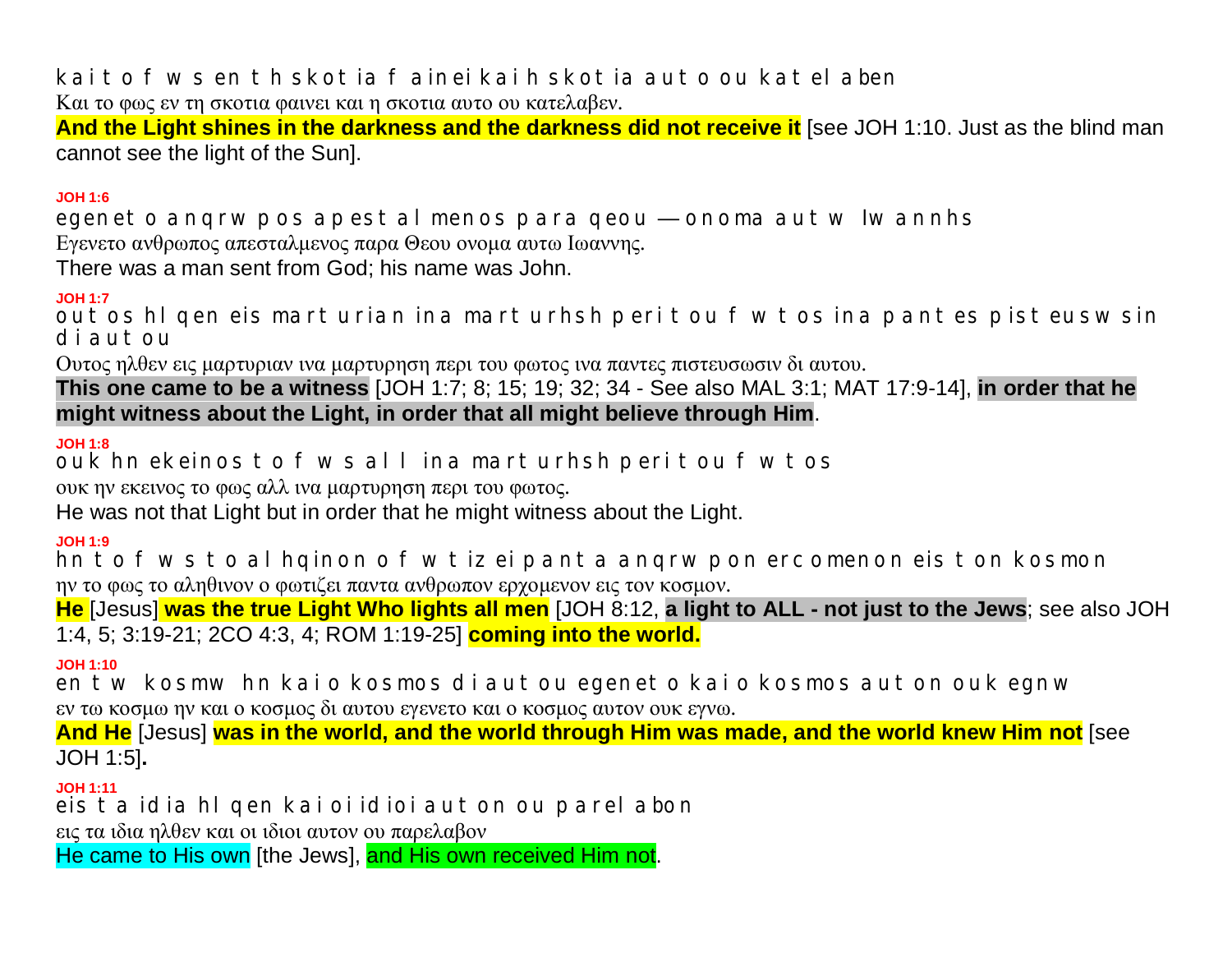k a i t o f w s en t h s k ot ia f a i nei k a i h s k ot ia a u t o ou k a t el a ben

Και το φως εν τη σκοτια φαινει και η σκοτια αυτο ου κατελαβεν.

**And the Light shines in the darkness and the darkness did not receive it** [see JOH 1:10. Just as the blind man cannot see the light of the Sun].

**JOH 1:6**

egen et o a n q r w p os a p est a l menos p a r a qeou — o n oma a u t w Iw a n n h s

Εγενετο ανθρωπος απεσταλμενος παρα Θεου ονομα αυτω Ιωαννης.

There was a man sent from God; his name was John.

**JOH 1:7**

out os hl qen eis ma rt u ria n in a ma rt u rh s h p eri t ou f w t os in a p a n t es p ist eu s w sin d i a u t ou

Ουτος ηλθεν εις μαρτυριαν ινα μαρτυρηση περι του φωτος ινα παντες πιστευσωσιν δι αυτου.

**This one came to be a witness** [JOH 1:7; 8; 15; 19; 32; 34 - See also MAL 3:1; MAT 17:9-14], **in order that he might witness about the Light, in order that all might believe through Him**.

**JOH 1:8**

o u k h n ek einos t o f w s a l l in a ma rt u rh s h p eri t ou f w t os

ουκ ην εκεινος το φως αλλ ινα μαρτυρηση περι του φωτος.

He was not that Light but in order that he might witness about the Light.

**JOH 1:9**

h n t o f w s t o a l hq in o n o f w t iz ei p a n t a a n q r w p o n erc omen o n eis t o n k os mon

ην το φως το αληθινον ο φωτιζει παντα ανθρωπον ερχομενον εις τον κοσμον.

**He** [Jesus] **was the true Light Who lights all men** [JOH 8:12, **a light to ALL - not just to the Jews**; see also JOH 1:4, 5; 3:19-21; 2CO 4:3, 4; ROM 1:19-25] **coming into the world.**

**JOH 1:10**

en t w k os mw h n k a i o k os mos d i a u t ou egen et o k a i o k os mos a u t on ou k egn w

εν τω κοσμω ην και ο κοσμος δι αυτου εγενετο και ο κοσμος αυτον ουκ εγνω.

**And He** [Jesus] **was in the world, and the world through Him was made, and the world knew Him not** [see JOH 1:5]**.**

**JOH 1:11**

eis t a id ia hl qen k a i oi id ioi a u t on ou p a r el a bon

εις τα ιδια ηλθεν και οι ιδιοι αυτον ου παρελαβον

He came to His own [the Jews], and His own received Him not.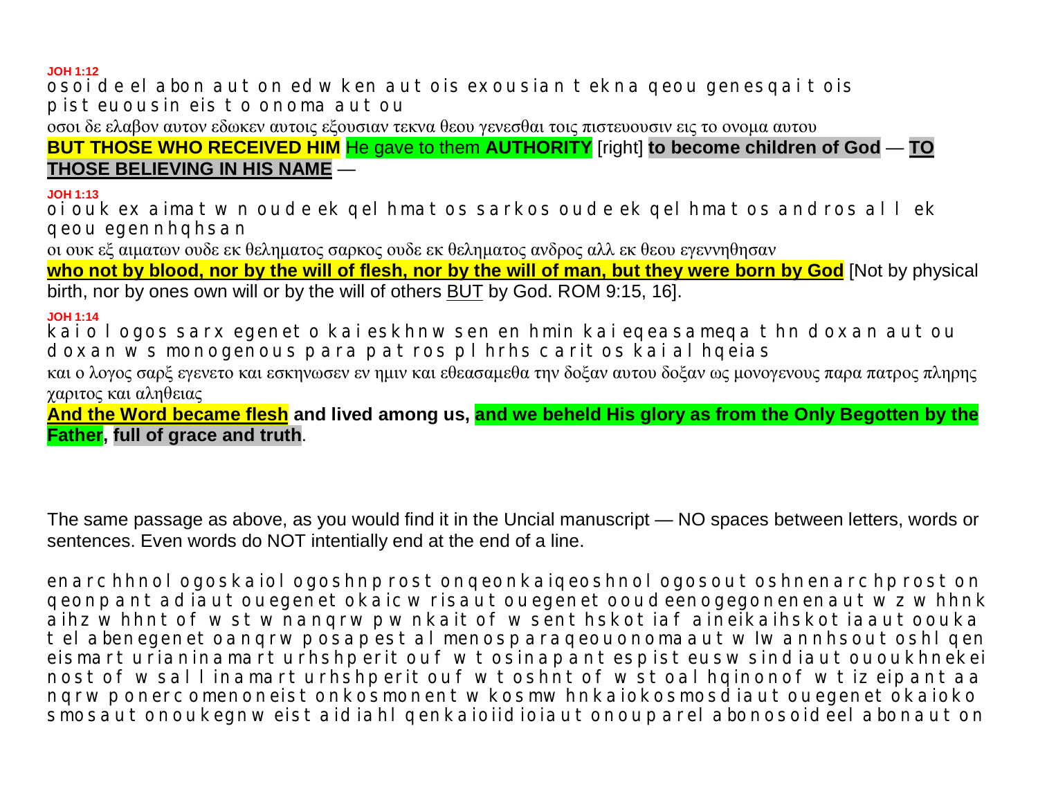**JOH 1:12**

osoi de elabon auton edwken autois exousian tekna qeou genesqai tois pisteuousin eis to onoma autou

οσοι δε ελαβον αυτον εδωκεν αυτοις εξουσιαν τεκνα θεου γενεσθαι τοις πιστευουσιν εις το ονομα αυτου

**BUT THOSE WHO RECEIVED HIM** He gave to them **AUTHORITY** [right] **to become children of God** — **TO THOSE BELIEVING IN HIS NAME** —

**JOH 1:13**

oi ouk ex aimatwn oude ek qelhmatos sarkos oude ek qelhmatos andros all ek qeou egennhqhsan

οι ουκ εξ αιματων ουδε εκ θεληματος σαρκος ουδε εκ θεληματος ανδρος αλλ εκ θεου εγεννηθησαν

**who not by blood, nor by the will of flesh, nor by the will of man, but they were born by God** [Not by physical birth, nor by ones own will or by the will of others BUT by God. ROM 9:15, 16].

**JOH 1:14**

kai o logos sarx egeneto kai eskhnwsen en hmin kai eqeasameqa thn doxan autou doxan ws monogenous para patros plhrhs caritos kai alhqeias

και ο λογος σαρξ εγενετο και εσκηνωσεν εν ημιν και εθεασαμεθα την δοξαν αυτου δοξαν ως μονογενους παρα πατρος πληρης χαριτος και αληθειας

**And the Word became flesh and lived among us, and we beheld His glory as from the Only Begotten by the Father, full of grace and truth**.

The same passage as above, as you would find it in the Uncial manuscript — NO spaces between letters, words or sentences. Even words do NOT intentially end at the end of a line.

enarchhnologoskaiologoshnprostonqeonkaiqeoshnologosoutoshnenarchprostonqeonpantadiautouegenetokaicwrisautouegenetooudeenogegonenenautwzwhhnkaihzwhhntofwstwnanqrwpwnkaitofwsenthskotiafaineikaihskotiaautoouka telabenegenetoanqrwposapestalmenosparaqeouonomaautwIwannhsoutoshlqeneismarturianinamarturhshperitoufwtosinapantespisteuswsindiautououkhnekeinostofwsallinamarturhshperitoufwtoshntofwstoalhqinonofwtizeipantaanqrwponercomenoneistonkosmonentwkosmwhnkaiokosmosdiautouegenetokaiokosmosautonoukegnweistaidiahlqenkaioiidioiautonouparelabonosoideelabonauton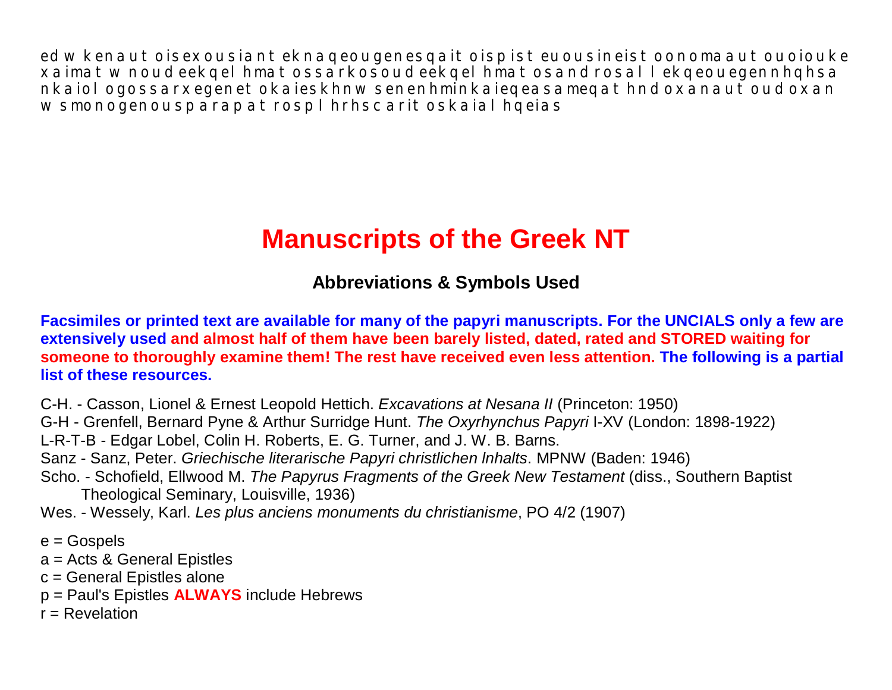ed w kenaut oisexousiant ekn aqeougenesqait oispist euousineist oonomaaut ouoiouke xaimat w noudeekqel hmat ossarkosoudeekqel hmat osandrosal l ekqeouegennhqhsa nkaiol ogossarxegenet okaieskhnw senenhminkaieqeasameqat hndoxanaut oudoxan w smonogenousparapat rospl hrhscarit oskaial hqeias

# Manuscripts of the Greek NT

### Abbreviations & Symbols Used

**Facsimiles or printed text are available for many of the papyri manuscripts. For the UNCIALS only a few are extensively used and almost half of them have been barely listed, dated, rated and STORED waiting for someone to thoroughly examine them! The rest have received even less attention. The following is a partial list of these resources.**

C-H. - Casson, Lionel & Ernest Leopold Hettich. *Excavations at Nesana II* (Princeton: 1950)
G-H - Grenfell, Bernard Pyne & Arthur Surridge Hunt. *The Oxyrhynchus Papyri* I-XV (London: 1898-1922)
L-R-T-B - Edgar Lobel, Colin H. Roberts, E. G. Turner, and J. W. B. Barns.
Sanz - Sanz, Peter. *Griechische literarische Papyri christlichen lnhalts*. MPNW (Baden: 1946)
Scho. - Schofield, Ellwood M. *The Papyrus Fragments of the Greek New Testament* (diss., Southern Baptist Theological Seminary, Louisville, 1936)
Wes. - Wessely, Karl. *Les plus anciens monuments du christianisme*, PO 4/2 (1907)

e = Gospels
a = Acts & General Epistles
c = General Epistles alone
p = Paul's Epistles **ALWAYS** include Hebrews
r = Revelation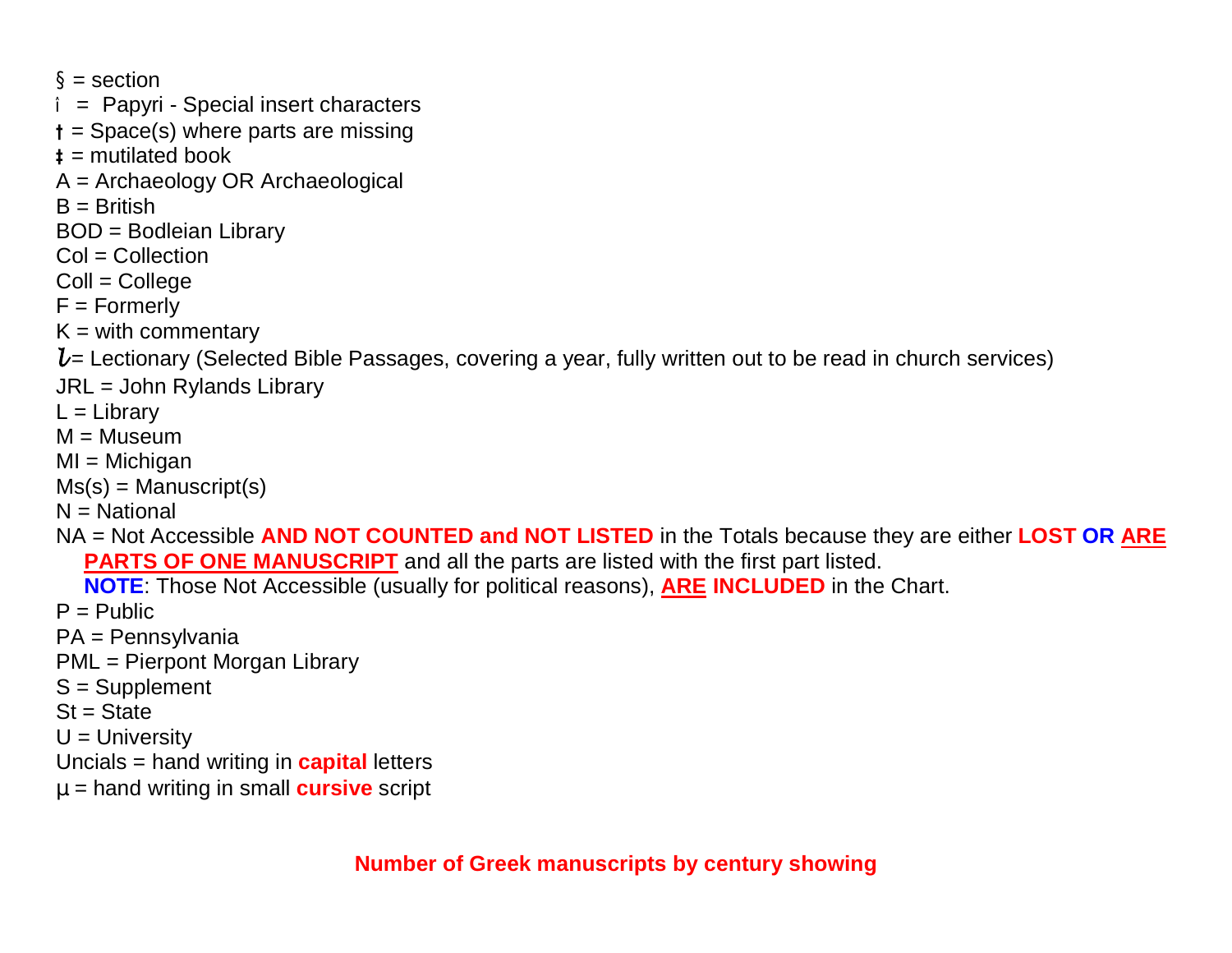§ = section
î = Papyri - Special insert characters
† = Space(s) where parts are missing
‡ = mutilated book
A = Archaeology OR Archaeological
B = British
BOD = Bodleian Library
Col = Collection
Coll = College
F = Formerly
K = with commentary
*l*= Lectionary (Selected Bible Passages, covering a year, fully written out to be read in church services)
JRL = John Rylands Library
L = Library
M = Museum
MI = Michigan
Ms(s) = Manuscript(s)
N = National
NA = Not Accessible **AND NOT COUNTED and NOT LISTED** in the Totals because they are either **LOST OR <u>ARE PARTS OF ONE MANUSCRIPT</u>** and all the parts are listed with the first part listed.
**NOTE**: Those Not Accessible (usually for political reasons), **<u>ARE</u> INCLUDED** in the Chart.
P = Public
PA = Pennsylvania
PML = Pierpont Morgan Library
S = Supplement
St = State
U = University
Uncials = hand writing in **capital** letters
µ = hand writing in small **cursive** script

**Number of Greek manuscripts by century showing**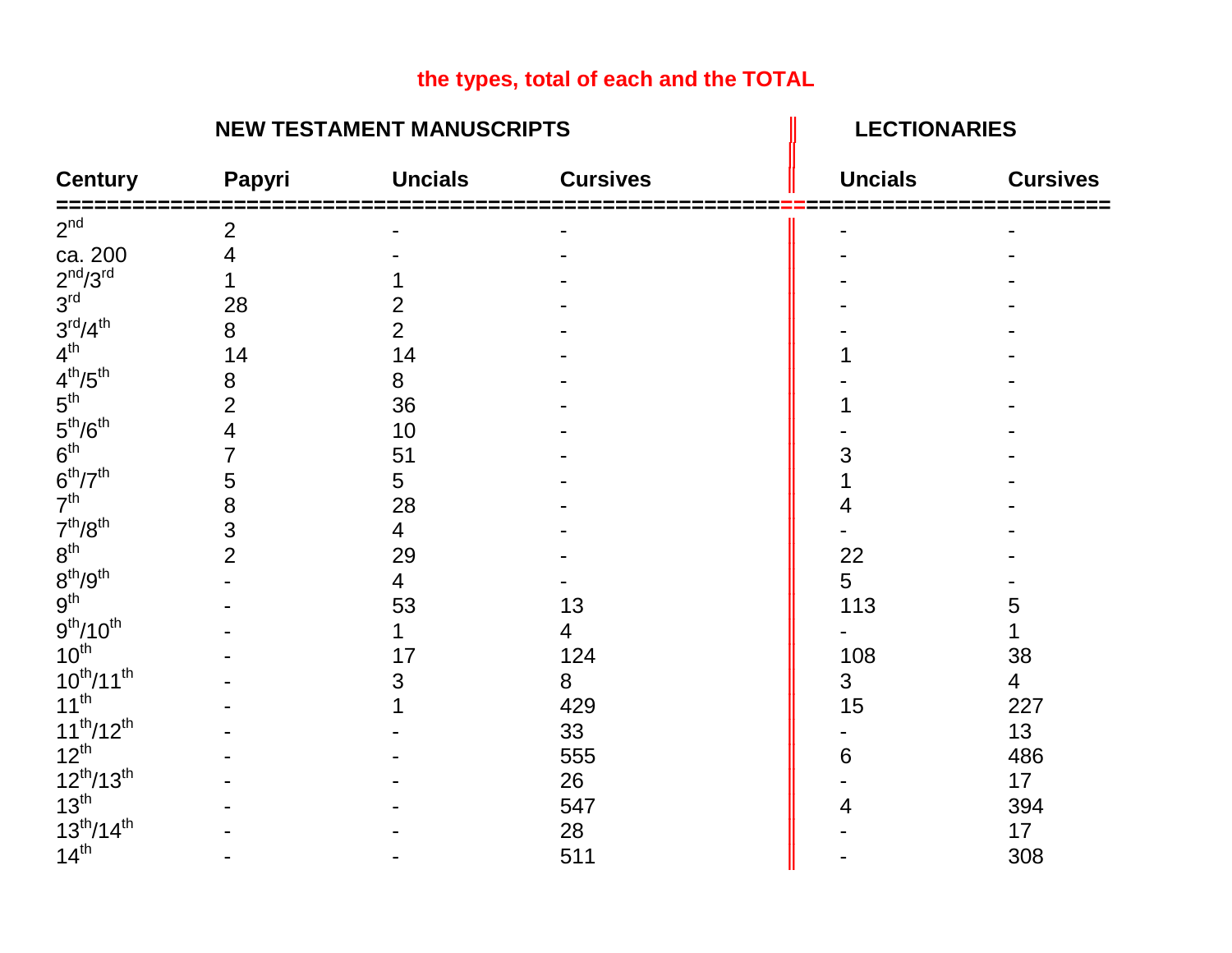**the types, total of each and the TOTAL**

| | NEW TESTAMENT MANUSCRIPTS | | | LECTIONARIES | |
|---|---|---|---|---|---|
| **Century** | **Papyri** | **Uncials** | **Cursives** | **Uncials** | **Cursives** |
| 2nd | 2 | - | - | - | - |
| ca. 200 | 4 | - | - | - | - |
| 2nd/3rd | 1 | 1 | - | - | - |
| 3rd | 28 | 2 | - | - | - |
| 3rd/4th | 8 | 2 | - | - | - |
| 4th | 14 | 14 | - | 1 | - |
| 4th/5th | 8 | 8 | - | - | - |
| 5th | 2 | 36 | - | 1 | - |
| 5th/6th | 4 | 10 | - | - | - |
| 6th | 7 | 51 | - | 3 | - |
| 6th/7th | 5 | 5 | - | 1 | - |
| 7th | 8 | 28 | - | 4 | - |
| 7th/8th | 3 | 4 | - | - | - |
| 8th | 2 | 29 | - | 22 | - |
| 8th/9th | - | 4 | - | 5 | - |
| 9th | - | 53 | 13 | 113 | 5 |
| 9th/10th | - | 1 | 4 | - | 1 |
| 10th | - | 17 | 124 | 108 | 38 |
| 10th/11th | - | 3 | 8 | 3 | 4 |
| 11th | - | 1 | 429 | 15 | 227 |
| 11th/12th | - | - | 33 | - | 13 |
| 12th | - | - | 555 | 6 | 486 |
| 12th/13th | - | - | 26 | - | 17 |
| 13th | - | - | 547 | 4 | 394 |
| 13th/14th | - | - | 28 | - | 17 |
| 14th | - | - | 511 | - | 308 |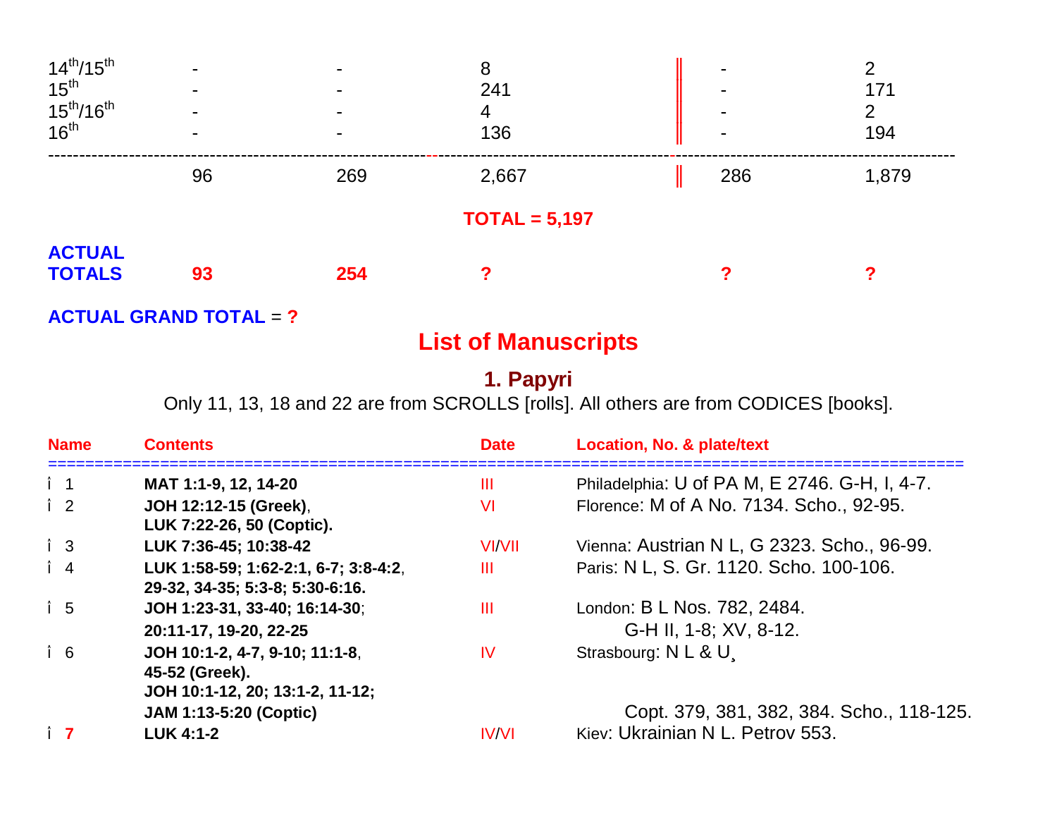| | | | | | |
|---|---|---|---|---|---|
| 14th/15th | - | - | 8 | - | 2 |
| 15th | - | - | 241 | - | 171 |
| 15th/16th | - | - | 4 | - | 2 |
| 16th | - | - | 136 | - | 194 |
| | 96 | 269 | 2,667 | 286 | 1,879 |

**TOTAL = 5,197**

| | | | | | |
|---|---|---|---|---|---|
| **ACTUAL TOTALS** | **93** | **254** | **?** | **?** | **?** |

**ACTUAL GRAND TOTAL** = **?**

# List of Manuscripts

## 1. Papyri

Only 11, 13, 18 and 22 are from SCROLLS [rolls]. All others are from CODICES [books].

| Name | Contents | Date | Location, No. & plate/text |
|---|---|---|---|
| î 1 | **MAT 1:1-9, 12, 14-20** | III | Philadelphia: U of PA M, E 2746. G-H, I, 4-7. |
| î 2 | **JOH 12:12-15 (Greek)**, **LUK 7:22-26, 50 (Coptic).** | VI | Florence: M of A No. 7134. Scho., 92-95. |
| î 3 | **LUK 7:36-45; 10:38-42** | VI/VII | Vienna: Austrian N L, G 2323. Scho., 96-99. |
| î 4 | **LUK 1:58-59; 1:62-2:1, 6-7; 3:8-4:2**, **29-32, 34-35; 5:3-8; 5:30-6:16.** | III | Paris: N L, S. Gr. 1120. Scho. 100-106. |
| î 5 | **JOH 1:23-31, 33-40; 16:14-30**; **20:11-17, 19-20, 22-25** | III | London: B L Nos. 782, 2484. G-H II, 1-8; XV, 8-12. |
| î 6 | **JOH 10:1-2, 4-7, 9-10; 11:1-8**, **45-52 (Greek).** **JOH 10:1-12, 20; 13:1-2, 11-12;** **JAM 1:13-5:20 (Coptic)** | IV | Strasbourg: N L & U¸ Copt. 379, 381, 382, 384. Scho., 118-125. |
| î **7** | **LUK 4:1-2** | IV/VI | Kiev: Ukrainian N L. Petrov 553. |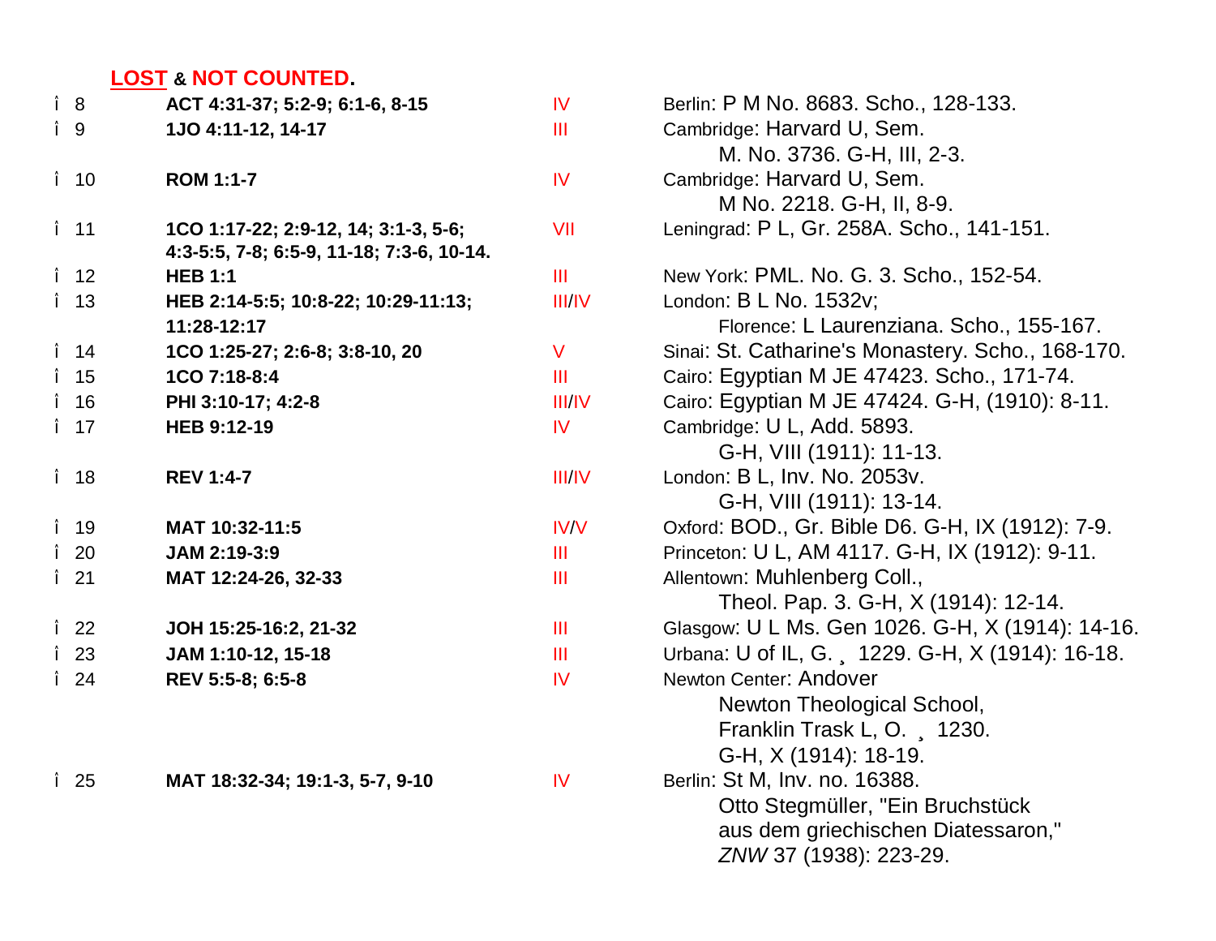**LOST & NOT COUNTED.**

| | | | |
|---|---|---|---|
| î 8 | **ACT 4:31-37; 5:2-9; 6:1-6, 8-15** | IV | Berlin: P M No. 8683. Scho., 128-133. |
| î 9 | **1JO 4:11-12, 14-17** | III | Cambridge: Harvard U, Sem. M. No. 3736. G-H, III, 2-3. |
| î 10 | **ROM 1:1-7** | IV | Cambridge: Harvard U, Sem. M No. 2218. G-H, II, 8-9. |
| î 11 | **1CO 1:17-22; 2:9-12, 14; 3:1-3, 5-6; 4:3-5:5, 7-8; 6:5-9, 11-18; 7:3-6, 10-14.** | VII | Leningrad: P L, Gr. 258A. Scho., 141-151. |
| î 12 | **HEB 1:1** | III | New York: PML. No. G. 3. Scho., 152-54. |
| î 13 | **HEB 2:14-5:5; 10:8-22; 10:29-11:13; 11:28-12:17** | III/IV | London: B L No. 1532v; Florence: L Laurenziana. Scho., 155-167. |
| î 14 | **1CO 1:25-27; 2:6-8; 3:8-10, 20** | V | Sinai: St. Catharine's Monastery. Scho., 168-170. |
| î 15 | **1CO 7:18-8:4** | III | Cairo: Egyptian M JE 47423. Scho., 171-74. |
| î 16 | **PHI 3:10-17; 4:2-8** | III/IV | Cairo: Egyptian M JE 47424. G-H, (1910): 8-11. |
| î 17 | **HEB 9:12-19** | IV | Cambridge: U L, Add. 5893. G-H, VIII (1911): 11-13. |
| î 18 | **REV 1:4-7** | III/IV | London: B L, Inv. No. 2053v. G-H, VIII (1911): 13-14. |
| î 19 | **MAT 10:32-11:5** | IV/V | Oxford: BOD., Gr. Bible D6. G-H, IX (1912): 7-9. |
| î 20 | **JAM 2:19-3:9** | III | Princeton: U L, AM 4117. G-H, IX (1912): 9-11. |
| î 21 | **MAT 12:24-26, 32-33** | III | Allentown: Muhlenberg Coll., Theol. Pap. 3. G-H, X (1914): 12-14. |
| î 22 | **JOH 15:25-16:2, 21-32** | III | Glasgow: U L Ms. Gen 1026. G-H, X (1914): 14-16. |
| î 23 | **JAM 1:10-12, 15-18** | III | Urbana: U of IL, G. ¸ 1229. G-H, X (1914): 16-18. |
| î 24 | **REV 5:5-8; 6:5-8** | IV | Newton Center: Andover Newton Theological School, Franklin Trask L, O. ¸ 1230. G-H, X (1914): 18-19. |
| î 25 | **MAT 18:32-34; 19:1-3, 5-7, 9-10** | IV | Berlin: St M, Inv. no. 16388. Otto Stegmüller, "Ein Bruchstück aus dem griechischen Diatessaron," *ZNW* 37 (1938): 223-29. |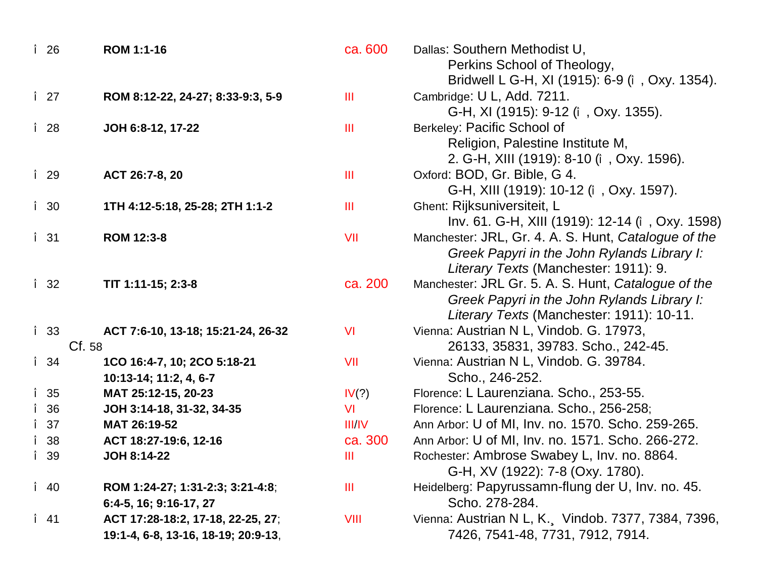| | | | |
|---|---|---|---|
| î 26 | **ROM 1:1-16** | ca. 600 | Dallas: Southern Methodist U, Perkins School of Theology, Bridwell L G-H, XI (1915): 6-9 (î , Oxy. 1354). |
| î 27 | **ROM 8:12-22, 24-27; 8:33-9:3, 5-9** | III | Cambridge: U L, Add. 7211. G-H, XI (1915): 9-12 (î , Oxy. 1355). |
| î 28 | **JOH 6:8-12, 17-22** | III | Berkeley: Pacific School of Religion, Palestine Institute M, 2. G-H, XIII (1919): 8-10 (î , Oxy. 1596). |
| î 29 | **ACT 26:7-8, 20** | III | Oxford: BOD, Gr. Bible, G 4. G-H, XIII (1919): 10-12 (î , Oxy. 1597). |
| î 30 | **1TH 4:12-5:18, 25-28; 2TH 1:1-2** | III | Ghent: Rijksuniversiteit, L Inv. 61. G-H, XIII (1919): 12-14 (î , Oxy. 1598) |
| î 31 | **ROM 12:3-8** | VII | Manchester: JRL, Gr. 4. A. S. Hunt, *Catalogue of the Greek Papyri in the John Rylands Library I: Literary Texts* (Manchester: 1911): 9. |
| î 32 | **TIT 1:11-15; 2:3-8** | ca. 200 | Manchester: JRL Gr. 5. A. S. Hunt, *Catalogue of the Greek Papyri in the John Rylands Library I: Literary Texts* (Manchester: 1911): 10-11. |
| î 33 Cf. 58 | **ACT 7:6-10, 13-18; 15:21-24, 26-32** | VI | Vienna: Austrian N L, Vindob. G. 17973, 26133, 35831, 39783. Scho., 242-45. |
| î 34 | **1CO 16:4-7, 10; 2CO 5:18-21 10:13-14; 11:2, 4, 6-7** | VII | Vienna: Austrian N L, Vindob. G. 39784. Scho., 246-252. |
| î 35 | **MAT 25:12-15, 20-23** | IV(?) | Florence: L Laurenziana. Scho., 253-55. |
| î 36 | **JOH 3:14-18, 31-32, 34-35** | VI | Florence: L Laurenziana. Scho., 256-258; |
| î 37 | **MAT 26:19-52** | III/IV | Ann Arbor: U of MI, Inv. no. 1570. Scho. 259-265. |
| î 38 | **ACT 18:27-19:6, 12-16** | ca. 300 | Ann Arbor: U of MI, Inv. no. 1571. Scho. 266-272. |
| î 39 | **JOH 8:14-22** | III | Rochester: Ambrose Swabey L, Inv. no. 8864. G-H, XV (1922): 7-8 (Oxy. 1780). |
| î 40 | **ROM 1:24-27; 1:31-2:3; 3:21-4:8; 6:4-5, 16; 9:16-17, 27** | III | Heidelberg: Papyrussamn-flung der U, Inv. no. 45. Scho. 278-284. |
| î 41 | **ACT 17:28-18:2, 17-18, 22-25, 27; 19:1-4, 6-8, 13-16, 18-19; 20:9-13,** | VIII | Vienna: Austrian N L, K.¸ Vindob. 7377, 7384, 7396, 7426, 7541-48, 7731, 7912, 7914. |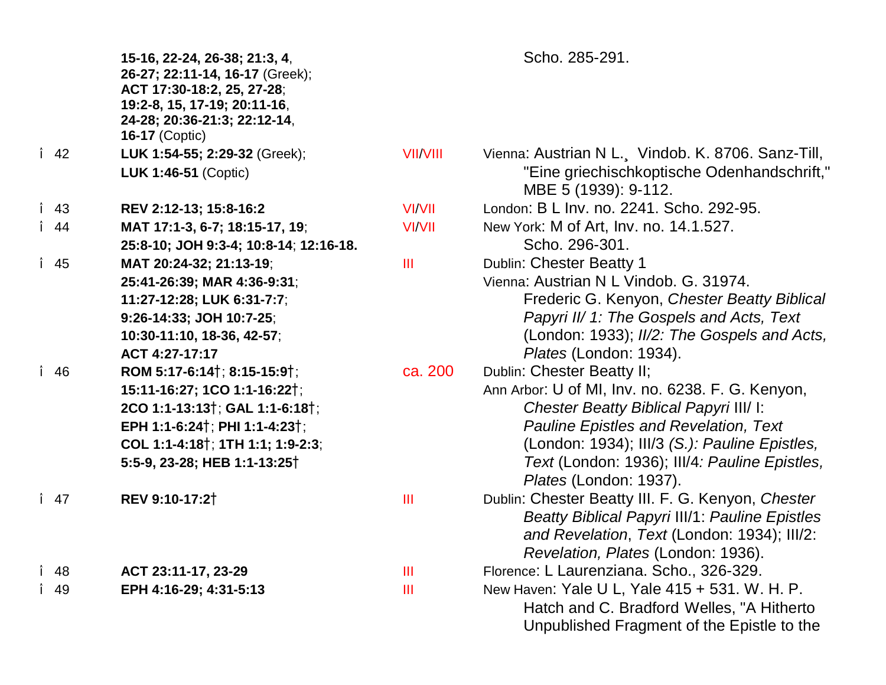| | | | |
|---|---|---|---|
| | **15-16, 22-24, 26-38; 21:3, 4**, **26-27; 22:11-14, 16-17** (Greek); **ACT 17:30-18:2, 25, 27-28**; **19:2-8, 15, 17-19; 20:11-16**, **24-28; 20:36-21:3; 22:12-14**, **16-17** (Coptic) | | Scho. 285-291. |
| î 42 | **LUK 1:54-55; 2:29-32** (Greek); **LUK 1:46-51** (Coptic) | VII/VIII | Vienna: Austrian N L.¸ Vindob. K. 8706. Sanz-Till, "Eine griechischkoptische Odenhandschrift," MBE 5 (1939): 9-112. |
| î 43 | **REV 2:12-13; 15:8-16:2** | VI/VII | London: B L Inv. no. 2241. Scho. 292-95. |
| î 44 | **MAT 17:1-3, 6-7; 18:15-17, 19**; **25:8-10; JOH 9:3-4; 10:8-14**; **12:16-18.** | VI/VII | New York: M of Art, Inv. no. 14.1.527. Scho. 296-301. |
| î 45 | **MAT 20:24-32; 21:13-19**; **25:41-26:39; MAR 4:36-9:31**; **11:27-12:28; LUK 6:31-7:7**; **9:26-14:33; JOH 10:7-25**; **10:30-11:10, 18-36, 42-57**; **ACT 4:27-17:17** | III | Dublin: Chester Beatty 1 Vienna: Austrian N L Vindob. G. 31974. Frederic G. Kenyon, *Chester Beatty Biblical Papyri II/ 1: The Gospels and Acts, Text* (London: 1933); *II/2: The Gospels and Acts, Plates* (London: 1934). |
| î 46 | **ROM 5:17-6:14†**; **8:15-15:9†**; **15:11-16:27; 1CO 1:1-16:22†**; **2CO 1:1-13:13†**; **GAL 1:1-6:18†**; **EPH 1:1-6:24†**; **PHI 1:1-4:23†**; **COL 1:1-4:18†**; **1TH 1:1; 1:9-2:3**; **5:5-9, 23-28; HEB 1:1-13:25†** | ca. 200 | Dublin: Chester Beatty II; Ann Arbor: U of MI, Inv. no. 6238. F. G. Kenyon, *Chester Beatty Biblical Papyri* III/ I: *Pauline Epistles and Revelation, Text* (London: 1934); III/3 *(S.): Pauline Epistles, Text* (London: 1936); III/4*: Pauline Epistles, Plates* (London: 1937). |
| î 47 | **REV 9:10-17:2†** | III | Dublin: Chester Beatty III. F. G. Kenyon, *Chester Beatty Biblical Papyri* III/1: *Pauline Epistles and Revelation*, *Text* (London: 1934); III/2: *Revelation, Plates* (London: 1936). |
| î 48 | **ACT 23:11-17, 23-29** | III | Florence: L Laurenziana. Scho., 326-329. |
| î 49 | **EPH 4:16-29; 4:31-5:13** | III | New Haven: Yale U L, Yale 415 + 531. W. H. P. Hatch and C. Bradford Welles, "A Hitherto Unpublished Fragment of the Epistle to the |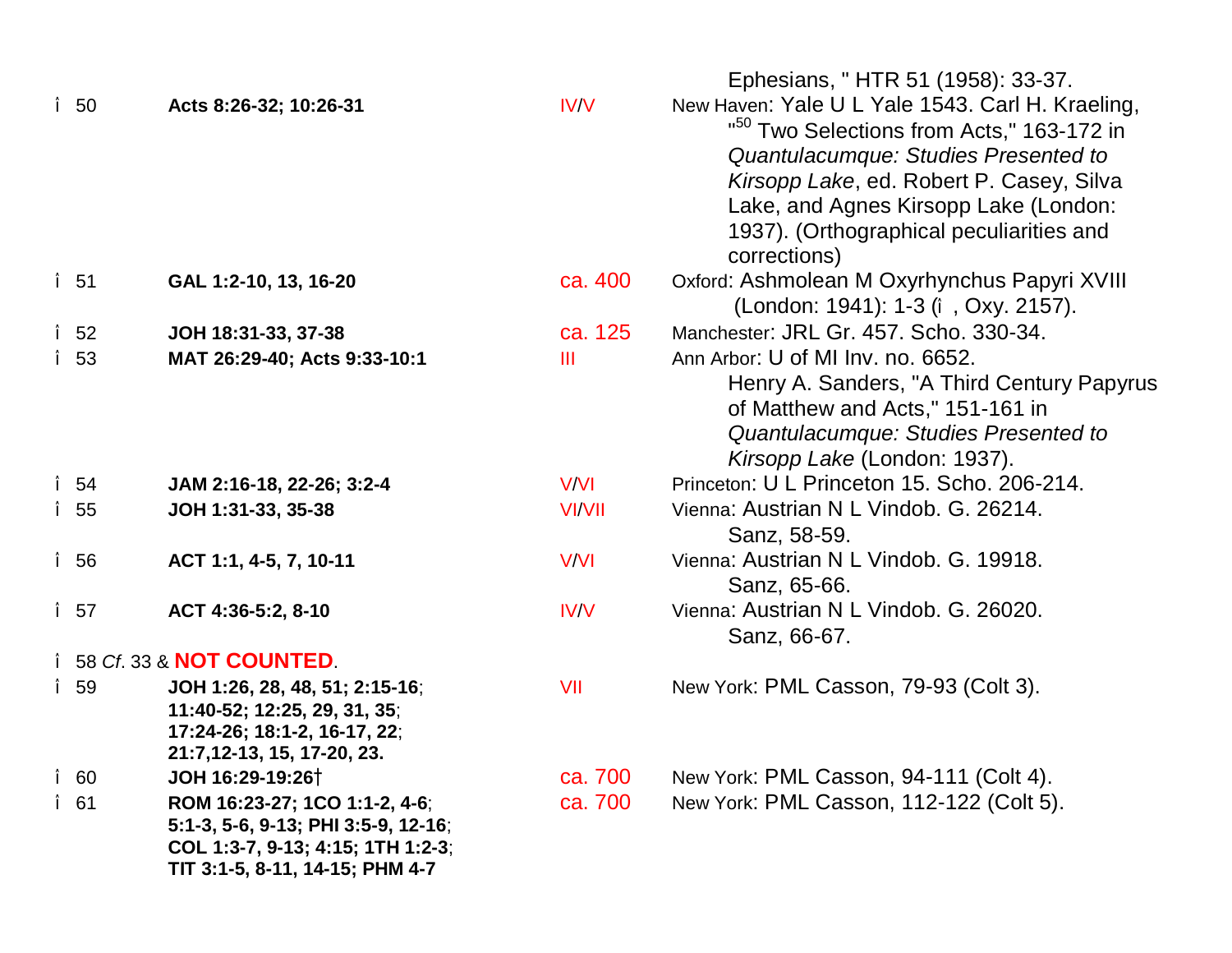Ephesians, " HTR 51 (1958): 33-37.

| | | | |
|---|---|---|---|
| î 50 | **Acts 8:26-32; 10:26-31** | IV/V | New Haven: Yale U L Yale 1543. Carl H. Kraeling, "[50] Two Selections from Acts," 163-172 in *Quantulacumque: Studies Presented to Kirsopp Lake*, ed. Robert P. Casey, Silva Lake, and Agnes Kirsopp Lake (London: 1937). (Orthographical peculiarities and corrections) |
| î 51 | **GAL 1:2-10, 13, 16-20** | ca. 400 | Oxford: Ashmolean M Oxyrhynchus Papyri XVIII (London: 1941): 1-3 (î , Oxy. 2157). |
| î 52 | **JOH 18:31-33, 37-38** | ca. 125 | Manchester: JRL Gr. 457. Scho. 330-34. |
| î 53 | **MAT 26:29-40; Acts 9:33-10:1** | III | Ann Arbor: U of MI Inv. no. 6652. Henry A. Sanders, "A Third Century Papyrus of Matthew and Acts," 151-161 in *Quantulacumque: Studies Presented to Kirsopp Lake* (London: 1937). |
| î 54 | **JAM 2:16-18, 22-26; 3:2-4** | V/VI | Princeton: U L Princeton 15. Scho. 206-214. |
| î 55 | **JOH 1:31-33, 35-38** | VI/VII | Vienna: Austrian N L Vindob. G. 26214. Sanz, 58-59. |
| î 56 | **ACT 1:1, 4-5, 7, 10-11** | V/VI | Vienna: Austrian N L Vindob. G. 19918. Sanz, 65-66. |
| î 57 | **ACT 4:36-5:2, 8-10** | IV/V | Vienna: Austrian N L Vindob. G. 26020. Sanz, 66-67. |
| î 58 *Cf*. 33 & **NOT COUNTED**. | | | |
| î 59 | **JOH 1:26, 28, 48, 51; 2:15-16**; **11:40-52; 12:25, 29, 31, 35**; **17:24-26; 18:1-2, 16-17, 22**; **21:7,12-13, 15, 17-20, 23.** | VII | New York: PML Casson, 79-93 (Colt 3). |
| î 60 | **JOH 16:29-19:26†** | ca. 700 | New York: PML Casson, 94-111 (Colt 4). |
| î 61 | **ROM 16:23-27; 1CO 1:1-2, 4-6**; **5:1-3, 5-6, 9-13; PHI 3:5-9, 12-16**; **COL 1:3-7, 9-13; 4:15; 1TH 1:2-3**; **TIT 3:1-5, 8-11, 14-15; PHM 4-7** | ca. 700 | New York: PML Casson, 112-122 (Colt 5). |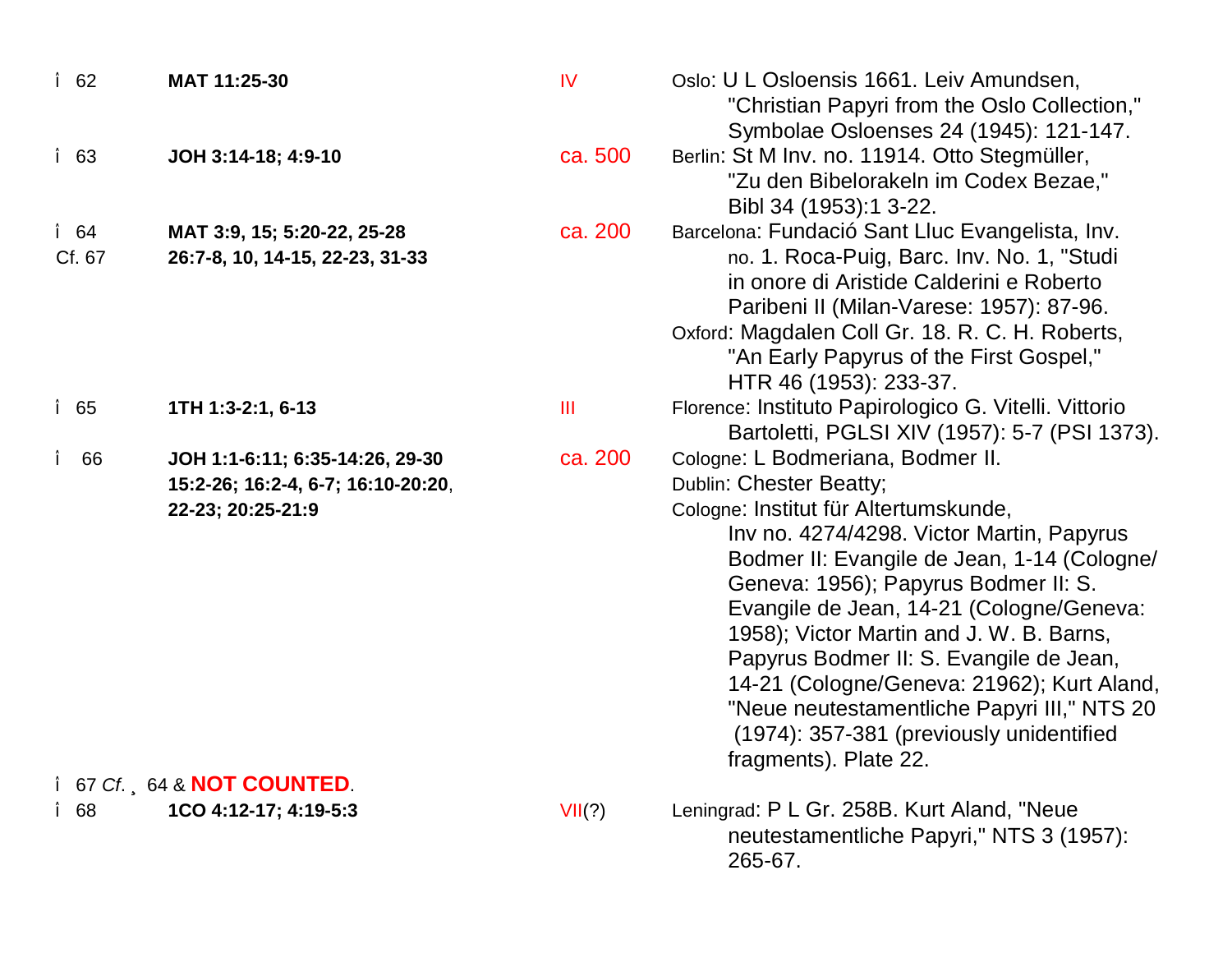| | | | |
|---|---|---|---|
| î 62 | **MAT 11:25-30** | IV | Oslo: U L Osloensis 1661. Leiv Amundsen, "Christian Papyri from the Oslo Collection," Symbolae Osloenses 24 (1945): 121-147. |
| î 63 | **JOH 3:14-18; 4:9-10** | ca. 500 | Berlin: St M Inv. no. 11914. Otto Stegmüller, "Zu den Bibelorakeln im Codex Bezae," Bibl 34 (1953):1 3-22. |
| î 64 Cf. 67 | **MAT 3:9, 15; 5:20-22, 25-28 26:7-8, 10, 14-15, 22-23, 31-33** | ca. 200 | Barcelona: Fundació Sant Lluc Evangelista, Inv. no. 1. Roca-Puig, Barc. Inv. No. 1, "Studi in onore di Aristide Calderini e Roberto Paribeni II (Milan-Varese: 1957): 87-96. Oxford: Magdalen Coll Gr. 18. R. C. H. Roberts, "An Early Papyrus of the First Gospel," HTR 46 (1953): 233-37. |
| î 65 | **1TH 1:3-2:1, 6-13** | III | Florence: Instituto Papirologico G. Vitelli. Vittorio Bartoletti, PGLSI XIV (1957): 5-7 (PSI 1373). |
| î 66 | **JOH 1:1-6:11; 6:35-14:26, 29-30 15:2-26; 16:2-4, 6-7; 16:10-20:20, 22-23; 20:25-21:9** | ca. 200 | Cologne: L Bodmeriana, Bodmer II. Dublin: Chester Beatty; Cologne: Institut für Altertumskunde, Inv no. 4274/4298. Victor Martin, Papyrus Bodmer II: Evangile de Jean, 1-14 (Cologne/Geneva: 1956); Papyrus Bodmer II: S. Evangile de Jean, 14-21 (Cologne/Geneva: 1958); Victor Martin and J. W. B. Barns, Papyrus Bodmer II: S. Evangile de Jean, 14-21 (Cologne/Geneva: 21962); Kurt Aland, "Neue neutestamentliche Papyri III," NTS 20 (1974): 357-381 (previously unidentified fragments). Plate 22. |
| î 67 *Cf.* ¸ 64 & **NOT COUNTED**. | | | |
| î 68 | **1CO 4:12-17; 4:19-5:3** | VII(?) | Leningrad: P L Gr. 258B. Kurt Aland, "Neue neutestamentliche Papyri," NTS 3 (1957): 265-67. |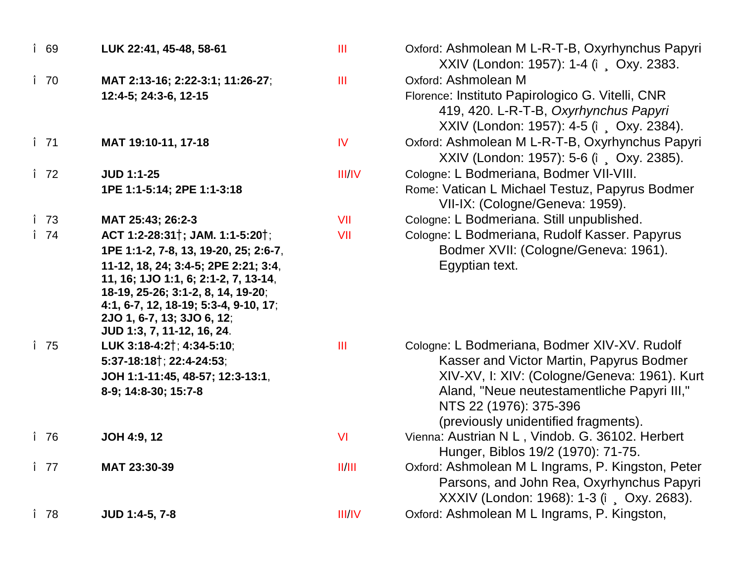| | | | |
|---|---|---|---|
| î 69 | **LUK 22:41, 45-48, 58-61** | III | Oxford: Ashmolean M L-R-T-B, Oxyrhynchus Papyri XXIV (London: 1957): 1-4 (î ¸ Oxy. 2383. |
| î 70 | **MAT 2:13-16; 2:22-3:1; 11:26-27; 12:4-5; 24:3-6, 12-15** | III | Oxford: Ashmolean M<br>Florence: Instituto Papirologico G. Vitelli, CNR 419, 420. L-R-T-B, *Oxyrhynchus Papyri* XXIV (London: 1957): 4-5 (î ¸ Oxy. 2384). |
| î 71 | **MAT 19:10-11, 17-18** | IV | Oxford: Ashmolean M L-R-T-B, Oxyrhynchus Papyri XXIV (London: 1957): 5-6 (î ¸ Oxy. 2385). |
| î 72 | **JUD 1:1-25**<br>**1PE 1:1-5:14; 2PE 1:1-3:18** | III/IV | Cologne: L Bodmeriana, Bodmer VII-VIII.<br>Rome: Vatican L Michael Testuz, Papyrus Bodmer VII-IX: (Cologne/Geneva: 1959). |
| î 73 | **MAT 25:43; 26:2-3** | VII | Cologne: L Bodmeriana. Still unpublished. |
| î 74 | **ACT 1:2-28:31†; JAM. 1:1-5:20†; 1PE 1:1-2, 7-8, 13, 19-20, 25; 2:6-7, 11-12, 18, 24; 3:4-5; 2PE 2:21; 3:4, 11, 16; 1JO 1:1, 6; 2:1-2, 7, 13-14, 18-19, 25-26; 3:1-2, 8, 14, 19-20; 4:1, 6-7, 12, 18-19; 5:3-4, 9-10, 17; 2JO 1, 6-7, 13; 3JO 6, 12; JUD 1:3, 7, 11-12, 16, 24.** | VII | Cologne: L Bodmeriana, Rudolf Kasser. Papyrus Bodmer XVII: (Cologne/Geneva: 1961). Egyptian text. |
| î 75 | **LUK 3:18-4:2†; 4:34-5:10; 5:37-18:18†; 22:4-24:53; JOH 1:1-11:45, 48-57; 12:3-13:1, 8-9; 14:8-30; 15:7-8** | III | Cologne: L Bodmeriana, Bodmer XIV-XV. Rudolf Kasser and Victor Martin, Papyrus Bodmer XIV-XV, I: XIV: (Cologne/Geneva: 1961). Kurt Aland, "Neue neutestamentliche Papyri III," NTS 22 (1976): 375-396 (previously unidentified fragments). |
| î 76 | **JOH 4:9, 12** | VI | Vienna: Austrian N L , Vindob. G. 36102. Herbert Hunger, Biblos 19/2 (1970): 71-75. |
| î 77 | **MAT 23:30-39** | II/III | Oxford: Ashmolean M L Ingrams, P. Kingston, Peter Parsons, and John Rea, Oxyrhynchus Papyri XXXIV (London: 1968): 1-3 (î ¸ Oxy. 2683). |
| î 78 | **JUD 1:4-5, 7-8** | III/IV | Oxford: Ashmolean M L Ingrams, P. Kingston, |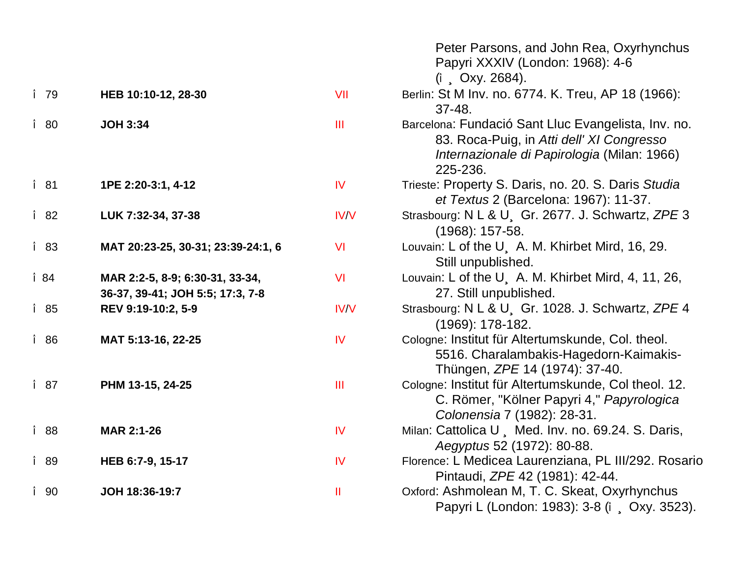| | | | |
|---|---|---|---|
| | | | Peter Parsons, and John Rea, Oxyrhynchus Papyri XXXIV (London: 1968): 4-6 (î ¸ Oxy. 2684). |
| î 79 | **HEB 10:10-12, 28-30** | VII | Berlin: St M Inv. no. 6774. K. Treu, AP 18 (1966): 37-48. |
| î 80 | **JOH 3:34** | III | Barcelona: Fundació Sant Lluc Evangelista, Inv. no. 83. Roca-Puig, in *Atti dell' XI Congresso Internazionale di Papirologia* (Milan: 1966) 225-236. |
| î 81 | **1PE 2:20-3:1, 4-12** | IV | Trieste: Property S. Daris, no. 20. S. Daris *Studia et Textus* 2 (Barcelona: 1967): 11-37. |
| î 82 | **LUK 7:32-34, 37-38** | IV/V | Strasbourg: N L & U¸ Gr. 2677. J. Schwartz, *ZPE* 3 (1968): 157-58. |
| î 83 | **MAT 20:23-25, 30-31; 23:39-24:1, 6** | VI | Louvain: L of the U¸ A. M. Khirbet Mird, 16, 29. Still unpublished. |
| î 84 | **MAR 2:2-5, 8-9; 6:30-31, 33-34, 36-37, 39-41; JOH 5:5; 17:3, 7-8** | VI | Louvain: L of the U¸ A. M. Khirbet Mird, 4, 11, 26, 27. Still unpublished. |
| î 85 | **REV 9:19-10:2, 5-9** | IV/V | Strasbourg: N L & U¸ Gr. 1028. J. Schwartz, *ZPE* 4 (1969): 178-182. |
| î 86 | **MAT 5:13-16, 22-25** | IV | Cologne: Institut für Altertumskunde, Col. theol. 5516. Charalambakis-Hagedorn-Kaimakis-Thüngen, *ZPE* 14 (1974): 37-40. |
| î 87 | **PHM 13-15, 24-25** | III | Cologne: Institut für Altertumskunde, Col theol. 12. C. Römer, "Kölner Papyri 4," *Papyrologica Colonensia* 7 (1982): 28-31. |
| î 88 | **MAR 2:1-26** | IV | Milan: Cattolica U ¸ Med. Inv. no. 69.24. S. Daris, *Aegyptus* 52 (1972): 80-88. |
| î 89 | **HEB 6:7-9, 15-17** | IV | Florence: L Medicea Laurenziana, PL III/292. Rosario Pintaudi, *ZPE* 42 (1981): 42-44. |
| î 90 | **JOH 18:36-19:7** | II | Oxford: Ashmolean M, T. C. Skeat, Oxyrhynchus Papyri L (London: 1983): 3-8 (î ¸ Oxy. 3523). |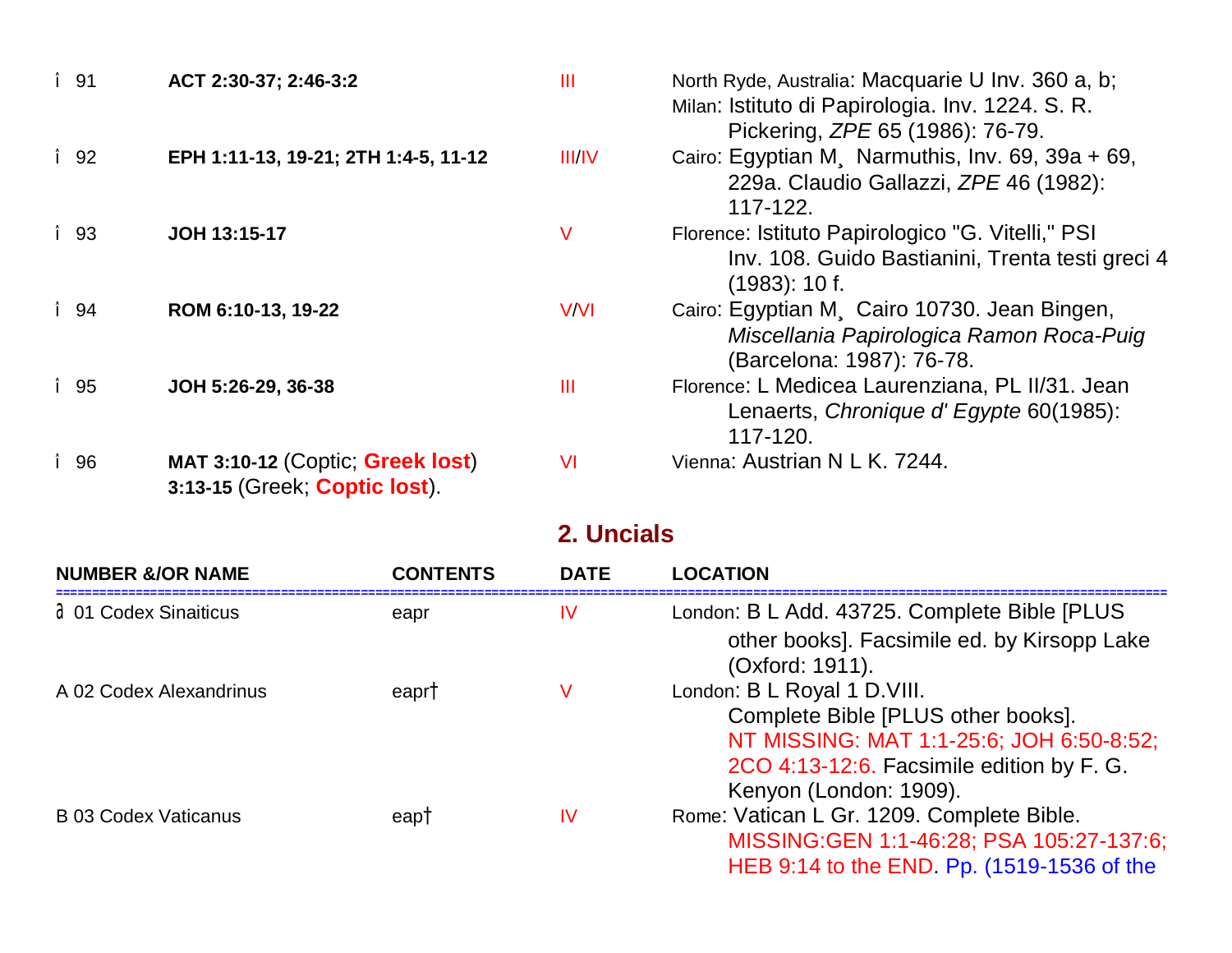| | | | |
|---|---|---|---|
| î 91 | **ACT 2:30-37; 2:46-3:2** | III | North Ryde, Australia: Macquarie U Inv. 360 a, b; Milan: Istituto di Papirologia. Inv. 1224. S. R. Pickering, *ZPE* 65 (1986): 76-79. |
| î 92 | **EPH 1:11-13, 19-21; 2TH 1:4-5, 11-12** | III/IV | Cairo: Egyptian M¸ Narmuthis, Inv. 69, 39a + 69, 229a. Claudio Gallazzi, *ZPE* 46 (1982): 117-122. |
| î 93 | **JOH 13:15-17** | V | Florence: Istituto Papirologico "G. Vitelli," PSI Inv. 108. Guido Bastianini, Trenta testi greci 4 (1983): 10 f. |
| î 94 | **ROM 6:10-13, 19-22** | V/VI | Cairo: Egyptian M¸ Cairo 10730. Jean Bingen, *Miscellania Papirologica Ramon Roca-Puig* (Barcelona: 1987): 76-78. |
| î 95 | **JOH 5:26-29, 36-38** | III | Florence: L Medicea Laurenziana, PL II/31. Jean Lenaerts, *Chronique d' Egypte* 60(1985): 117-120. |
| î 96 | **MAT 3:10-12** (Coptic; **Greek lost**) **3:13-15** (Greek; **Coptic lost**). | VI | Vienna: Austrian N L K. 7244. |

## 2. Uncials

| NUMBER &/OR NAME | CONTENTS | DATE | LOCATION |
|---|---|---|---|
| ∂ 01 Codex Sinaiticus | eapr | IV | London: B L Add. 43725. Complete Bible [PLUS other books]. Facsimile ed. by Kirsopp Lake (Oxford: 1911). |
| A 02 Codex Alexandrinus | eapr† | V | London: B L Royal 1 D.VIII. Complete Bible [PLUS other books]. NT MISSING: MAT 1:1-25:6; JOH 6:50-8:52; 2CO 4:13-12:6. Facsimile edition by F. G. Kenyon (London: 1909). |
| B 03 Codex Vaticanus | eap† | IV | Rome: Vatican L Gr. 1209. Complete Bible. MISSING:GEN 1:1-46:28; PSA 105:27-137:6; HEB 9:14 to the END. Pp. (1519-1536 of the |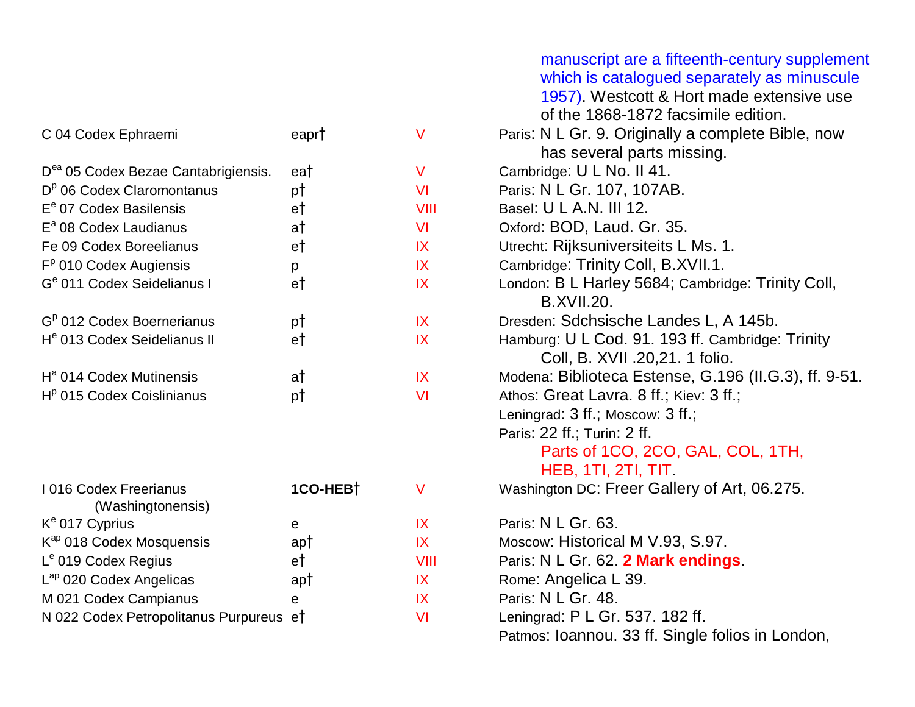manuscript are a fifteenth-century supplement which is catalogued separately as minuscule 1957). Westcott & Hort made extensive use of the 1868-1872 facsimile edition.

| Manuscript | Contents | Century | Location |
|---|---|---|---|
| C 04 Codex Ephraemi | eapr† | V | Paris: N L Gr. 9. Originally a complete Bible, now has several parts missing. |
| $D^{ea}$ 05 Codex Bezae Cantabrigiensis. | ea† | V | Cambridge: U L No. II 41. |
| $D^{p}$ 06 Codex Claromontanus | p† | VI | Paris: N L Gr. 107, 107AB. |
| $E^{e}$ 07 Codex Basilensis | e† | VIII | Basel: U L A.N. III 12. |
| $E^{a}$ 08 Codex Laudianus | a† | VI | Oxford: BOD, Laud. Gr. 35. |
| Fe 09 Codex Boreelianus | e† | IX | Utrecht: Rijksuniversiteits L Ms. 1. |
| $F^{p}$ 010 Codex Augiensis | p | IX | Cambridge: Trinity Coll, B.XVII.1. |
| $G^{e}$ 011 Codex Seidelianus I | e† | IX | London: B L Harley 5684; Cambridge: Trinity Coll, B.XVII.20. |
| $G^{p}$ 012 Codex Boernerianus | p† | IX | Dresden: Sdchsische Landes L, A 145b. |
| $H^{e}$ 013 Codex Seidelianus II | e† | IX | Hamburg: U L Cod. 91. 193 ff. Cambridge: Trinity Coll, B. XVII .20,21. 1 folio. |
| $H^{a}$ 014 Codex Mutinensis | a† | IX | Modena: Biblioteca Estense, G.196 (II.G.3), ff. 9-51. |
| $H^{p}$ 015 Codex Coislinianus | p† | VI | Athos: Great Lavra. 8 ff.; Kiev: 3 ff.; Leningrad: 3 ff.; Moscow: 3 ff.; Paris: 22 ff.; Turin: 2 ff. Parts of 1CO, 2CO, GAL, COL, 1TH, HEB, 1TI, 2TI, TIT. |
| I 016 Codex Freerianus (Washingtonensis) | **1CO-HEB**† | V | Washington DC: Freer Gallery of Art, 06.275. |
| $K^{e}$ 017 Cyprius | e | IX | Paris: N L Gr. 63. |
| $K^{ap}$ 018 Codex Mosquensis | ap† | IX | Moscow: Historical M V.93, S.97. |
| $L^{e}$ 019 Codex Regius | e† | VIII | Paris: N L Gr. 62. **2 Mark endings**. |
| $L^{ap}$ 020 Codex Angelicas | ap† | IX | Rome: Angelica L 39. |
| M 021 Codex Campianus | e | IX | Paris: N L Gr. 48. |
| N 022 Codex Petropolitanus Purpureus | e† | VI | Leningrad: P L Gr. 537. 182 ff. Patmos: Ioannou. 33 ff. Single folios in London, |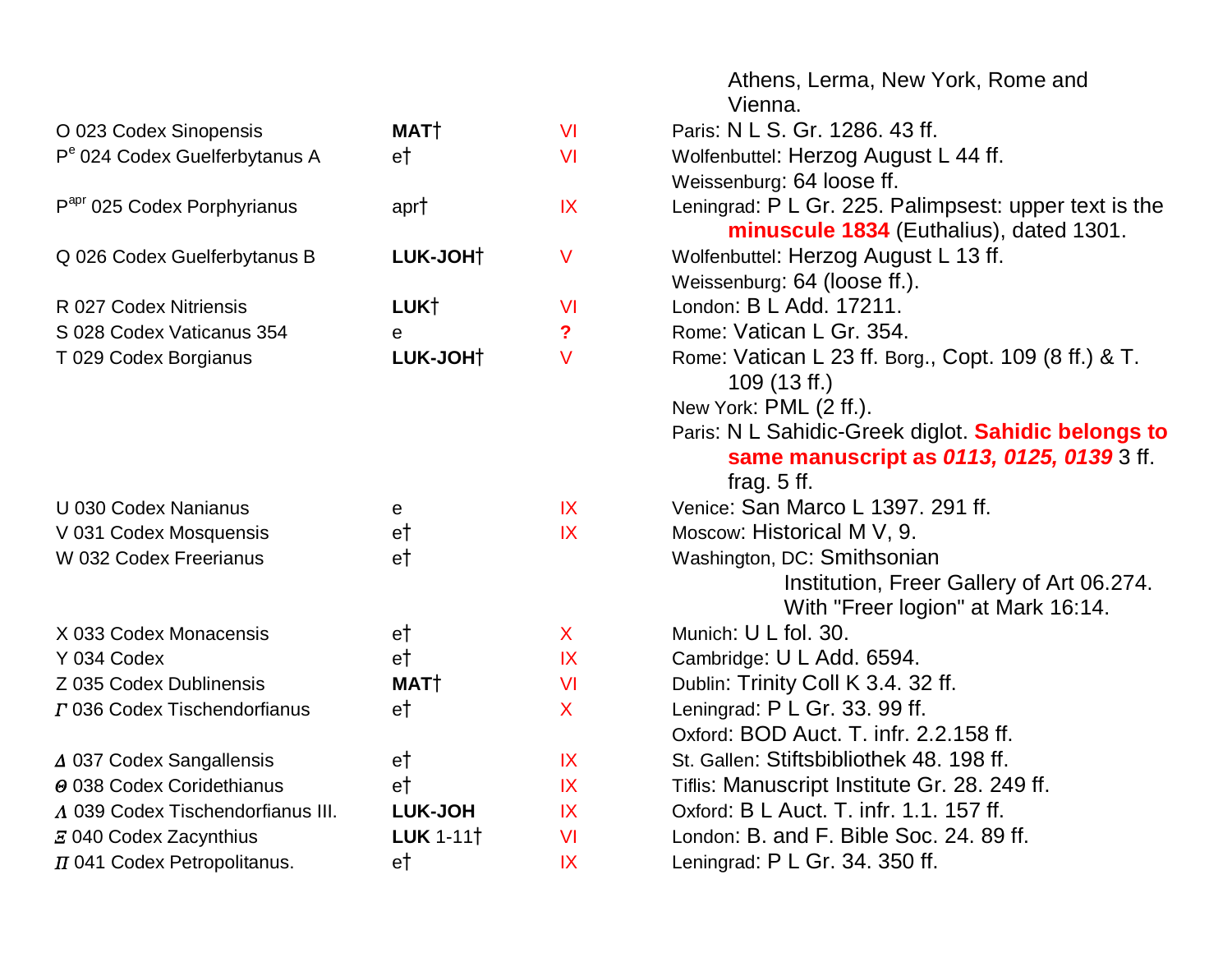| | | | |
|---|---|---|---|
| | | | Athens, Lerma, New York, Rome and Vienna. |
| O 023 Codex Sinopensis | **MAT**† | VI | Paris: N L S. Gr. 1286. 43 ff. |
| P[e] 024 Codex Guelferbytanus A | e† | VI | Wolfenbuttel: Herzog August L 44 ff. Weissenburg: 64 loose ff. |
| P[apr] 025 Codex Porphyrianus | apr† | IX | Leningrad: P L Gr. 225. Palimpsest: upper text is the **minuscule 1834** (Euthalius), dated 1301. |
| Q 026 Codex Guelferbytanus B | **LUK-JOH**† | V | Wolfenbuttel: Herzog August L 13 ff. Weissenburg: 64 (loose ff.). |
| R 027 Codex Nitriensis | **LUK**† | VI | London: B L Add. 17211. |
| S 028 Codex Vaticanus 354 | e | **?** | Rome: Vatican L Gr. 354. |
| T 029 Codex Borgianus | **LUK-JOH**† | V | Rome: Vatican L 23 ff. Borg., Copt. 109 (8 ff.) & T. 109 (13 ff.) New York: PML (2 ff.). Paris: N L Sahidic-Greek diglot. **Sahidic belongs to same manuscript as *0113, 0125, 0139*** 3 ff. frag. 5 ff. |
| U 030 Codex Nanianus | e | IX | Venice: San Marco L 1397. 291 ff. |
| V 031 Codex Mosquensis | e† | IX | Moscow: Historical M V, 9. |
| W 032 Codex Freerianus | e† | | Washington, DC: Smithsonian Institution, Freer Gallery of Art 06.274. With "Freer logion" at Mark 16:14. |
| X 033 Codex Monacensis | e† | X | Munich: U L fol. 30. |
| Y 034 Codex | e† | IX | Cambridge: U L Add. 6594. |
| Z 035 Codex Dublinensis | **MAT**† | VI | Dublin: Trinity Coll K 3.4. 32 ff. |
| *Γ* 036 Codex Tischendorfianus | e† | X | Leningrad: P L Gr. 33. 99 ff. Oxford: BOD Auct. T. infr. 2.2.158 ff. |
| *Δ* 037 Codex Sangallensis | e† | IX | St. Gallen: Stiftsbibliothek 48. 198 ff. |
| *Θ* 038 Codex Coridethianus | e† | IX | Tiflis: Manuscript Institute Gr. 28. 249 ff. |
| *Λ* 039 Codex Tischendorfianus III. | **LUK-JOH** | IX | Oxford: B L Auct. T. infr. 1.1. 157 ff. |
| *Ξ* 040 Codex Zacynthius | **LUK** 1-11† | VI | London: B. and F. Bible Soc. 24. 89 ff. |
| *Π* 041 Codex Petropolitanus. | e† | IX | Leningrad: P L Gr. 34. 350 ff. |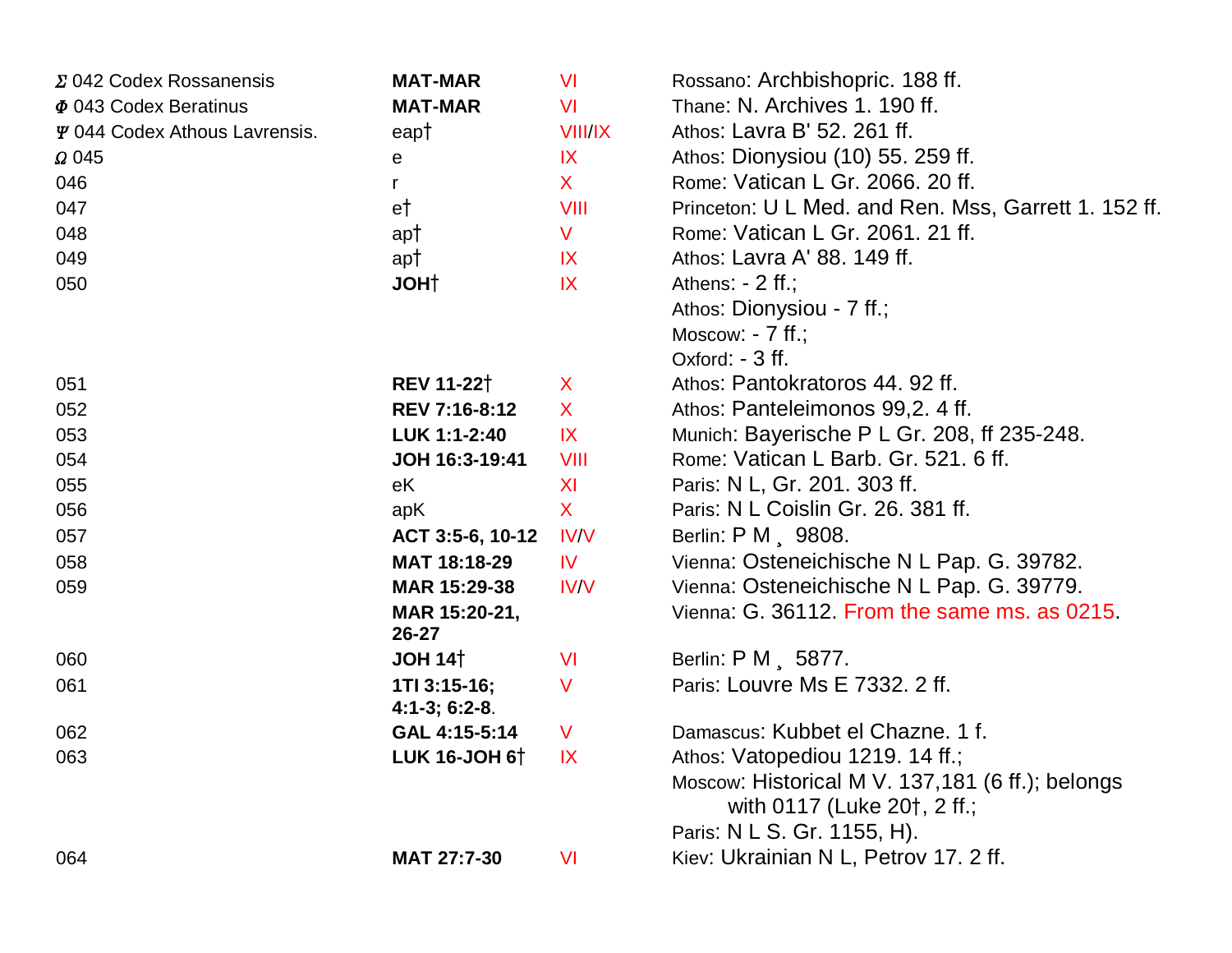| | | | |
|---|---|---|---|
| *Σ* 042 Codex Rossanensis | **MAT-MAR** | VI | Rossano: Archbishopric. 188 ff. |
| *Φ* 043 Codex Beratinus | **MAT-MAR** | VI | Thane: N. Archives 1. 190 ff. |
| *Ψ* 044 Codex Athous Lavrensis. | eap† | VIII/IX | Athos: Lavra B' 52. 261 ff. |
| *Ω* 045 | e | IX | Athos: Dionysiou (10) 55. 259 ff. |
| 046 | r | X | Rome: Vatican L Gr. 2066. 20 ff. |
| 047 | e† | VIII | Princeton: U L Med. and Ren. Mss, Garrett 1. 152 ff. |
| 048 | ap† | V | Rome: Vatican L Gr. 2061. 21 ff. |
| 049 | ap† | IX | Athos: Lavra A' 88. 149 ff. |
| 050 | **JOH†** | IX | Athens: - 2 ff.; Athos: Dionysiou - 7 ff.; Moscow: - 7 ff.; Oxford: - 3 ff. |
| 051 | **REV 11-22†** | X | Athos: Pantokratoros 44. 92 ff. |
| 052 | **REV 7:16-8:12** | X | Athos: Panteleimonos 99,2. 4 ff. |
| 053 | **LUK 1:1-2:40** | IX | Munich: Bayerische P L Gr. 208, ff 235-248. |
| 054 | **JOH 16:3-19:41** | VIII | Rome: Vatican L Barb. Gr. 521. 6 ff. |
| 055 | eK | XI | Paris: N L, Gr. 201. 303 ff. |
| 056 | apK | X | Paris: N L Coislin Gr. 26. 381 ff. |
| 057 | **ACT 3:5-6, 10-12** | IV/V | Berlin: P M ¸ 9808. |
| 058 | **MAT 18:18-29** | IV | Vienna: Osteneichische N L Pap. G. 39782. |
| 059 | **MAR 15:29-38** | IV/V | Vienna: Osteneichische N L Pap. G. 39779. |
| | **MAR 15:20-21, 26-27** | | Vienna: G. 36112. From the same ms. as 0215. |
| 060 | **JOH 14†** | VI | Berlin: P M ¸ 5877. |
| 061 | **1TI 3:15-16; 4:1-3; 6:2-8**. | V | Paris: Louvre Ms E 7332. 2 ff. |
| 062 | **GAL 4:15-5:14** | V | Damascus: Kubbet el Chazne. 1 f. |
| 063 | **LUK 16-JOH 6†** | IX | Athos: Vatopediou 1219. 14 ff.; Moscow: Historical M V. 137,181 (6 ff.); belongs with 0117 (Luke 20†, 2 ff.; Paris: N L S. Gr. 1155, H). |
| 064 | **MAT 27:7-30** | VI | Kiev: Ukrainian N L, Petrov 17. 2 ff. |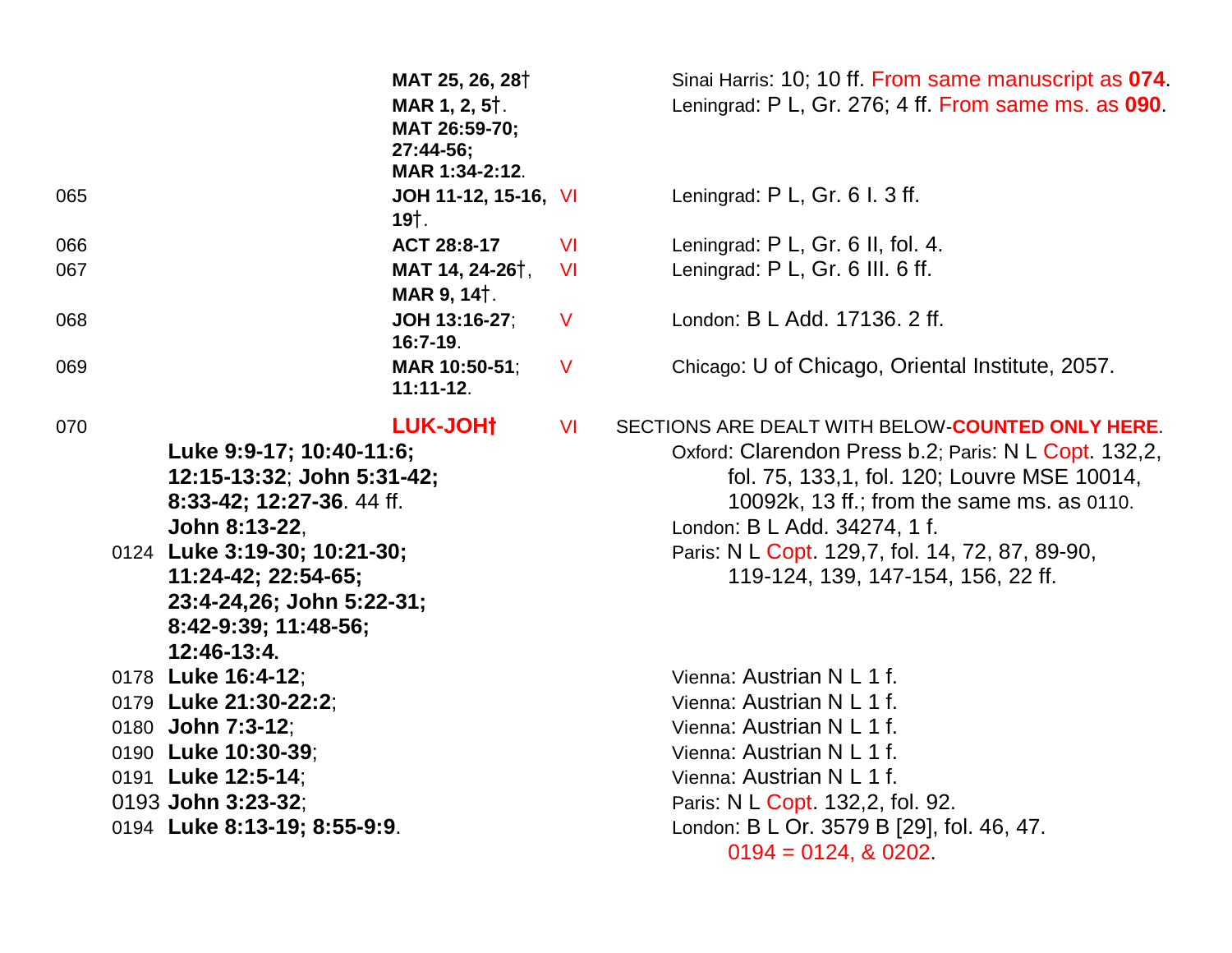| | Contents | Date | Location |
|---|---|---|---|
| | **MAT 25, 26, 28†** | | Sinai Harris: 10; 10 ff. From same manuscript as **074**. |
| | **MAR 1, 2, 5†**. | | Leningrad: P L, Gr. 276; 4 ff. From same ms. as **090**. |
| | **MAT 26:59-70; 27:44-56; MAR 1:34-2:12**. | | |
| 065 | **JOH 11-12, 15-16, 19†**. | VI | Leningrad: P L, Gr. 6 I. 3 ff. |
| 066 | **ACT 28:8-17** | VI | Leningrad: P L, Gr. 6 II, fol. 4. |
| 067 | **MAT 14, 24-26†**, **MAR 9, 14†**. | VI | Leningrad: P L, Gr. 6 III. 6 ff. |
| 068 | **JOH 13:16-27**; **16:7-19**. | V | London: B L Add. 17136. 2 ff. |
| 069 | **MAR 10:50-51**; **11:11-12**. | V | Chicago: U of Chicago, Oriental Institute, 2057. |
| 070 | **LUK-JOH†** | VI | SECTIONS ARE DEALT WITH BELOW-**COUNTED ONLY HERE**. |
| | **Luke 9:9-17; 10:40-11:6; 12:15-13:32**; **John 5:31-42; 8:33-42; 12:27-36**. 44 ff. | | Oxford: Clarendon Press b.2; Paris: N L Copt. 132,2, fol. 75, 133,1, fol. 120; Louvre MSE 10014, 10092k, 13 ff.; from the same ms. as 0110. |
| | **John 8:13-22**, | | London: B L Add. 34274, 1 f. |
| 0124 | **Luke 3:19-30; 10:21-30; 11:24-42; 22:54-65; 23:4-24,26; John 5:22-31; 8:42-9:39; 11:48-56; 12:46-13:4**. | | Paris: N L Copt. 129,7, fol. 14, 72, 87, 89-90, 119-124, 139, 147-154, 156, 22 ff. |
| 0178 | **Luke 16:4-12**; | | Vienna: Austrian N L 1 f. |
| 0179 | **Luke 21:30-22:2**; | | Vienna: Austrian N L 1 f. |
| 0180 | **John 7:3-12**; | | Vienna: Austrian N L 1 f. |
| 0190 | **Luke 10:30-39**; | | Vienna: Austrian N L 1 f. |
| 0191 | **Luke 12:5-14**; | | Vienna: Austrian N L 1 f. |
| 0193 | **John 3:23-32**; | | Paris: N L Copt. 132,2, fol. 92. |
| 0194 | **Luke 8:13-19; 8:55-9:9**. | | London: B L Or. 3579 B [29], fol. 46, 47. 0194 = 0124, & 0202. |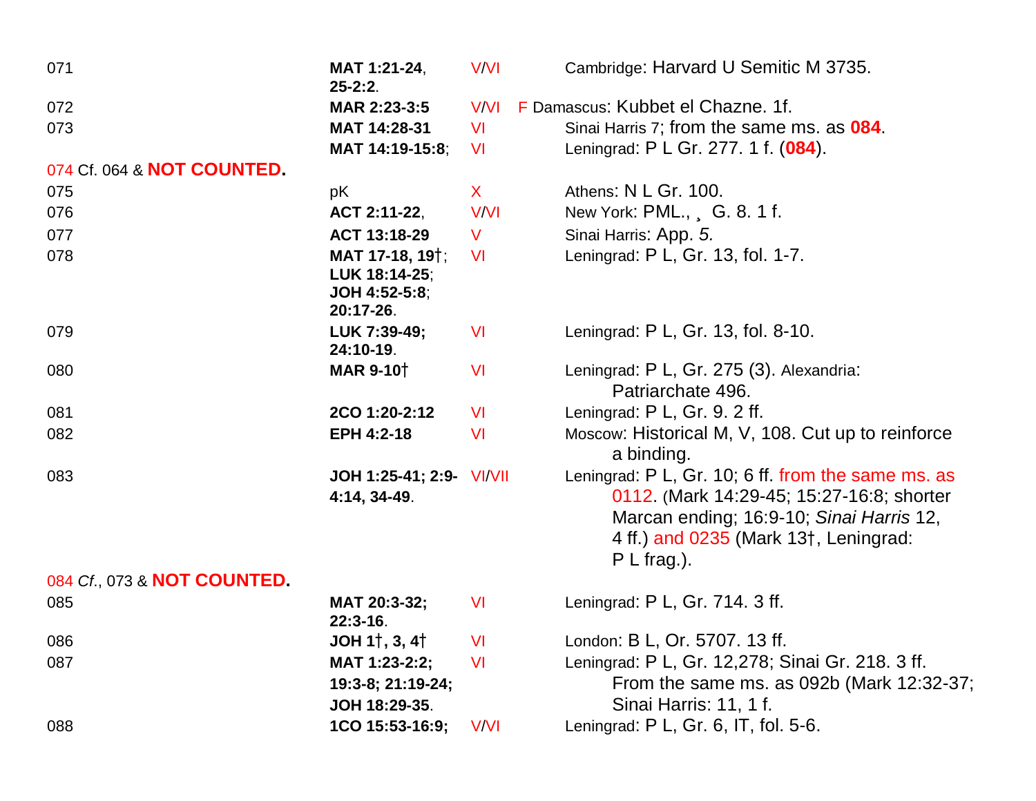| | | | |
|---|---|---|---|
| 071 | **MAT 1:21-24**, **25-2:2**. | V/VI | Cambridge: Harvard U Semitic M 3735. |
| 072 | **MAR 2:23-3:5** | V/VI | F Damascus: Kubbet el Chazne. 1f. |
| 073 | **MAT 14:28-31** | VI | Sinai Harris 7; from the same ms. as **084**. |
| | **MAT 14:19-15:8**; | VI | Leningrad: P L Gr. 277. 1 f. (**084**). |
| 074 Cf. 064 & **NOT COUNTED.** | | | |
| 075 | pK | X | Athens: N L Gr. 100. |
| 076 | **ACT 2:11-22**, | V/VI | New York: PML., ¸ G. 8. 1 f. |
| 077 | **ACT 13:18-29** | V | Sinai Harris: App. *5.* |
| 078 | **MAT 17-18, 19†**; **LUK 18:14-25**; **JOH 4:52-5:8**; **20:17-26**. | VI | Leningrad: P L, Gr. 13, fol. 1-7. |
| 079 | **LUK 7:39-49;** **24:10-19**. | VI | Leningrad: P L, Gr. 13, fol. 8-10. |
| 080 | **MAR 9-10†** | VI | Leningrad: P L, Gr. 275 (3). Alexandria: Patriarchate 496. |
| 081 | **2CO 1:20-2:12** | VI | Leningrad: P L, Gr. 9. 2 ff. |
| 082 | **EPH 4:2-18** | VI | Moscow: Historical M, V, 108. Cut up to reinforce a binding. |
| 083 | **JOH 1:25-41; 2:9-4:14, 34-49**. | VI/VII | Leningrad: P L, Gr. 10; 6 ff. from the same ms. as 0112. (Mark 14:29-45; 15:27-16:8; shorter Marcan ending; 16:9-10; *Sinai Harris* 12, 4 ff.) and 0235 (Mark 13†, Leningrad: P L frag.). |
| 084 *Cf.*, 073 & **NOT COUNTED.** | | | |
| 085 | **MAT 20:3-32;** **22:3-16**. | VI | Leningrad: P L, Gr. 714. 3 ff. |
| 086 | **JOH 1†, 3, 4†** | VI | London: B L, Or. 5707. 13 ff. |
| 087 | **MAT 1:23-2:2;** **19:3-8; 21:19-24;** **JOH 18:29-35**. | VI | Leningrad: P L, Gr. 12,278; Sinai Gr. 218. 3 ff. From the same ms. as 092b (Mark 12:32-37; Sinai Harris: 11, 1 f. |
| 088 | **1CO 15:53-16:9;** | V/VI | Leningrad: P L, Gr. 6, IT, fol. 5-6. |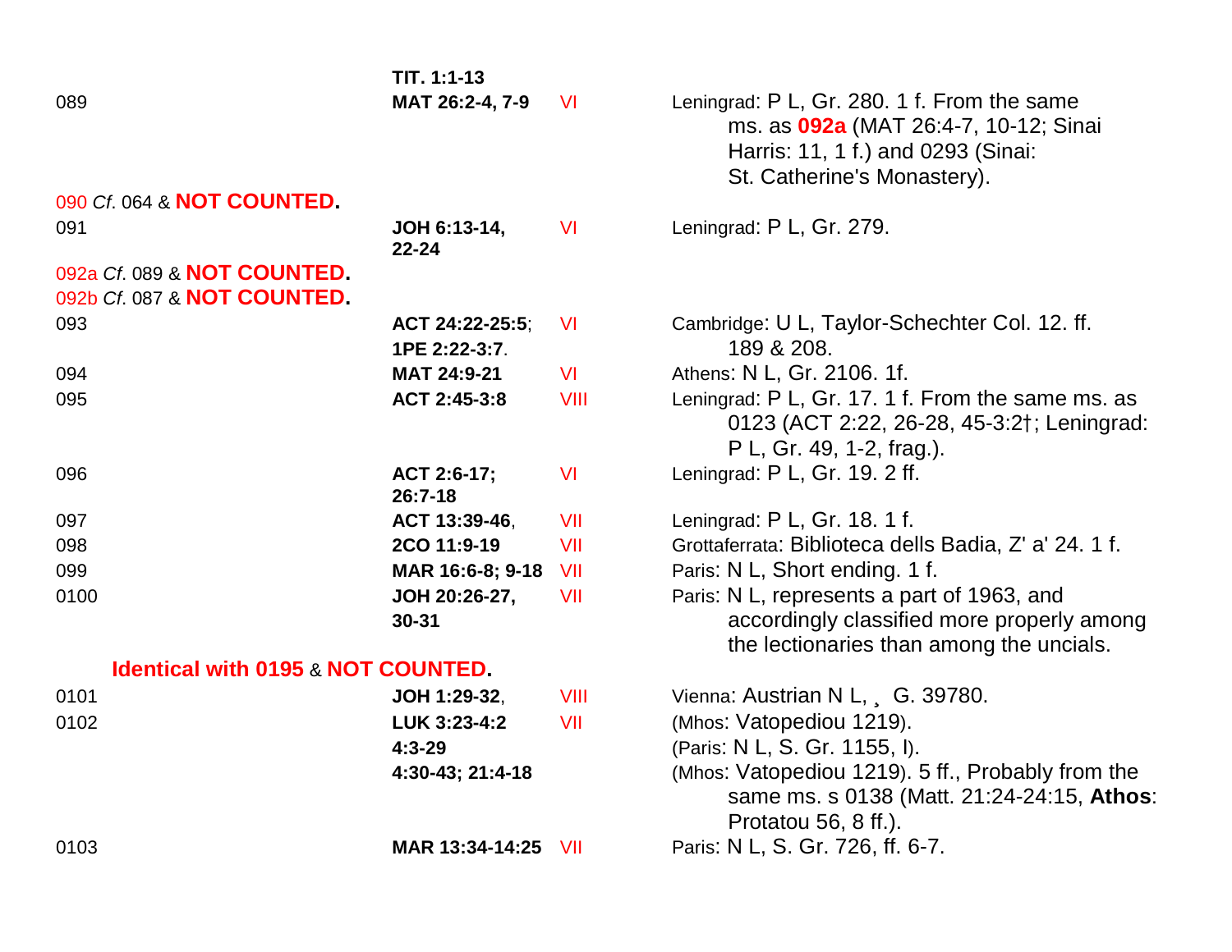| | | | |
|---|---|---|---|
| | **TIT. 1:1-13** | | |
| 089 | **MAT 26:2-4, 7-9** | VI | Leningrad: P L, Gr. 280. 1 f. From the same ms. as **092a** (MAT 26:4-7, 10-12; Sinai Harris: 11, 1 f.) and 0293 (Sinai: St. Catherine's Monastery). |
| 090 *Cf.* 064 & **NOT COUNTED.** | | | |
| 091 | **JOH 6:13-14, 22-24** | VI | Leningrad: P L, Gr. 279. |
| 092a *Cf.* 089 & **NOT COUNTED.** | | | |
| 092b *Cf.* 087 & **NOT COUNTED.** | | | |
| 093 | **ACT 24:22-25:5**; **1PE 2:22-3:7**. | VI | Cambridge: U L, Taylor-Schechter Col. 12. ff. 189 & 208. |
| 094 | **MAT 24:9-21** | VI | Athens: N L, Gr. 2106. 1f. |
| 095 | **ACT 2:45-3:8** | VIII | Leningrad: P L, Gr. 17. 1 f. From the same ms. as 0123 (ACT 2:22, 26-28, 45-3:2†; Leningrad: P L, Gr. 49, 1-2, frag.). |
| 096 | **ACT 2:6-17; 26:7-18** | VI | Leningrad: P L, Gr. 19. 2 ff. |
| 097 | **ACT 13:39-46**, | VII | Leningrad: P L, Gr. 18. 1 f. |
| 098 | **2CO 11:9-19** | VII | Grottaferrata: Biblioteca dells Badia, Z' a' 24. 1 f. |
| 099 | **MAR 16:6-8; 9-18** | VII | Paris: N L, Short ending. 1 f. |
| 0100 | **JOH 20:26-27, 30-31** | VII | Paris: N L, represents a part of 1963, and accordingly classified more properly among the lectionaries than among the uncials. |
| **Identical with 0195** & **NOT COUNTED.** | | | |
| 0101 | **JOH 1:29-32**, | VIII | Vienna: Austrian N L, ¸ G. 39780. |
| 0102 | **LUK 3:23-4:2** | VII | (Mhos: Vatopediou 1219). |
| | **4:3-29** | | (Paris: N L, S. Gr. 1155, I). |
| | **4:30-43; 21:4-18** | | (Mhos: Vatopediou 1219). 5 ff., Probably from the same ms. s 0138 (Matt. 21:24-24:15, **Athos**: Protatou 56, 8 ff.). |
| 0103 | **MAR 13:34-14:25** | VII | Paris: N L, S. Gr. 726, ff. 6-7. |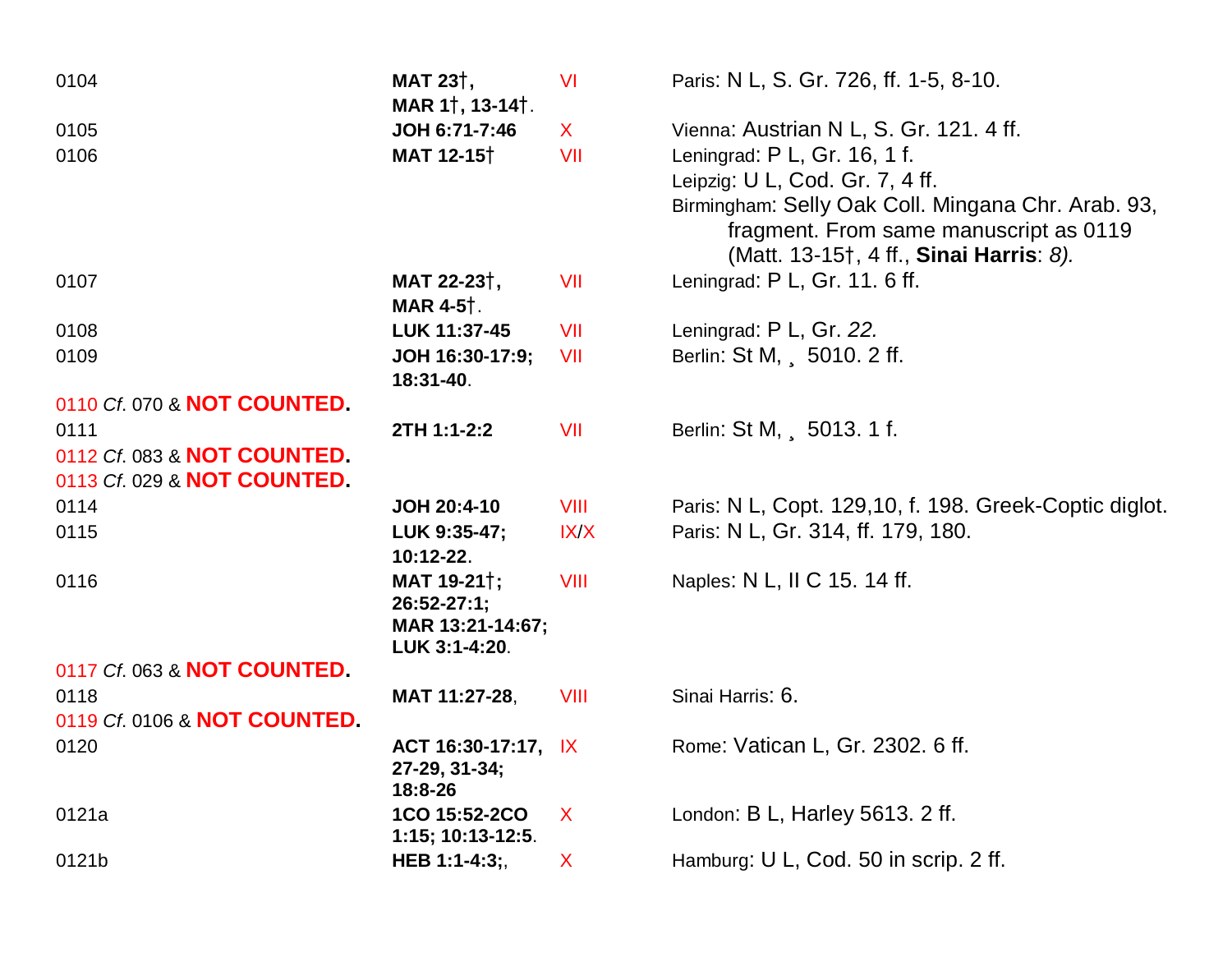| | | | |
|---|---|---|---|
| 0104 | **MAT 23†, MAR 1†, 13-14†**. | VI | Paris: N L, S. Gr. 726, ff. 1-5, 8-10. |
| 0105 | **JOH 6:71-7:46** | X | Vienna: Austrian N L, S. Gr. 121. 4 ff. |
| 0106 | **MAT 12-15†** | VII | Leningrad: P L, Gr. 16, 1 f.<br>Leipzig: U L, Cod. Gr. 7, 4 ff.<br>Birmingham: Selly Oak Coll. Mingana Chr. Arab. 93, fragment. From same manuscript as 0119 (Matt. 13-15†, 4 ff., **Sinai Harris**: *8).* |
| 0107 | **MAT 22-23†, MAR 4-5†**. | VII | Leningrad: P L, Gr. 11. 6 ff. |
| 0108 | **LUK 11:37-45** | VII | Leningrad: P L, Gr. *22.* |
| 0109 | **JOH 16:30-17:9; 18:31-40**. | VII | Berlin: St M, ¸ 5010. 2 ff. |
| 0110 *Cf.* 070 & **NOT COUNTED.** | | | |
| 0111 | **2TH 1:1-2:2** | VII | Berlin: St M, ¸ 5013. 1 f. |
| 0112 *Cf.* 083 & **NOT COUNTED.** | | | |
| 0113 *Cf.* 029 & **NOT COUNTED.** | | | |
| 0114 | **JOH 20:4-10** | VIII | Paris: N L, Copt. 129,10, f. 198. Greek-Coptic diglot. |
| 0115 | **LUK 9:35-47; 10:12-22**. | IX/X | Paris: N L, Gr. 314, ff. 179, 180. |
| 0116 | **MAT 19-21†; 26:52-27:1; MAR 13:21-14:67; LUK 3:1-4:20**. | VIII | Naples: N L, II C 15. 14 ff. |
| 0117 *Cf.* 063 & **NOT COUNTED.** | | | |
| 0118 | **MAT 11:27-28**, | VIII | Sinai Harris: 6. |
| 0119 *Cf.* 0106 & **NOT COUNTED.** | | | |
| 0120 | **ACT 16:30-17:17, 27-29, 31-34; 18:8-26** | IX | Rome: Vatican L, Gr. 2302. 6 ff. |
| 0121a | **1CO 15:52-2CO 1:15; 10:13-12:5**. | X | London: B L, Harley 5613. 2 ff. |
| 0121b | **HEB 1:1-4:3;**, | X | Hamburg: U L, Cod. 50 in scrip. 2 ff. |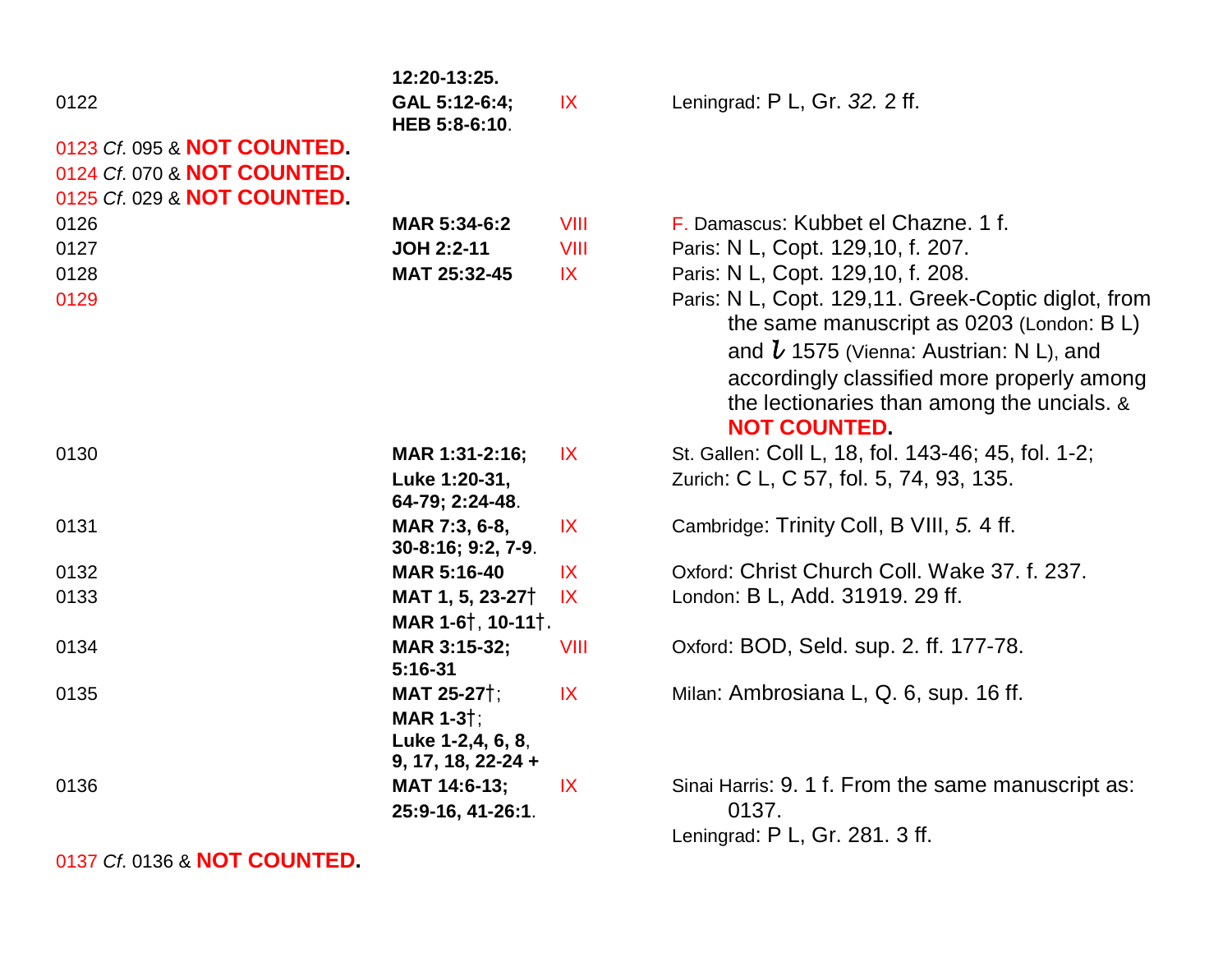| | | | |
|---|---|---|---|
| | **12:20-13:25.** | | |
| 0122 | **GAL 5:12-6:4; HEB 5:8-6:10**. | IX | Leningrad: P L, Gr. *32.* 2 ff. |
| 0123 *Cf.* 095 & **NOT COUNTED.** | | | |
| 0124 *Cf.* 070 & **NOT COUNTED.** | | | |
| 0125 *Cf.* 029 & **NOT COUNTED.** | | | |
| 0126 | **MAR 5:34-6:2** | VIII | F. Damascus: Kubbet el Chazne. 1 f. |
| 0127 | **JOH 2:2-11** | VIII | Paris: N L, Copt. 129,10, f. 207. |
| 0128 | **MAT 25:32-45** | IX | Paris: N L, Copt. 129,10, f. 208. |
| 0129 | | | Paris: N L, Copt. 129,11. Greek-Coptic diglot, from the same manuscript as 0203 (London: B L) and *l* 1575 (Vienna: Austrian: N L), and accordingly classified more properly among the lectionaries than among the uncials. & **NOT COUNTED.** |
| 0130 | **MAR 1:31-2:16; Luke 1:20-31, 64-79; 2:24-48**. | IX | St. Gallen: Coll L, 18, fol. 143-46; 45, fol. 1-2; Zurich: C L, C 57, fol. 5, 74, 93, 135. |
| 0131 | **MAR 7:3, 6-8, 30-8:16; 9:2, 7-9**. | IX | Cambridge: Trinity Coll, B VIII, *5.* 4 ff. |
| 0132 | **MAR 5:16-40** | IX | Oxford: Christ Church Coll. Wake 37. f. 237. |
| 0133 | **MAT 1, 5, 23-27† MAR 1-6†**, **10-11†**. | IX | London: B L, Add. 31919. 29 ff. |
| 0134 | **MAR 3:15-32; 5:16-31** | VIII | Oxford: BOD, Seld. sup. 2. ff. 177-78. |
| 0135 | **MAT 25-27†**; **MAR 1-3†**; **Luke 1-2,4, 6, 8**, **9, 17, 18, 22-24 +** | IX | Milan: Ambrosiana L, Q. 6, sup. 16 ff. |
| 0136 | **MAT 14:6-13; 25:9-16, 41-26:1**. | IX | Sinai Harris: 9. 1 f. From the same manuscript as: 0137. Leningrad: P L, Gr. 281. 3 ff. |
| 0137 *Cf.* 0136 & **NOT COUNTED.** | | | |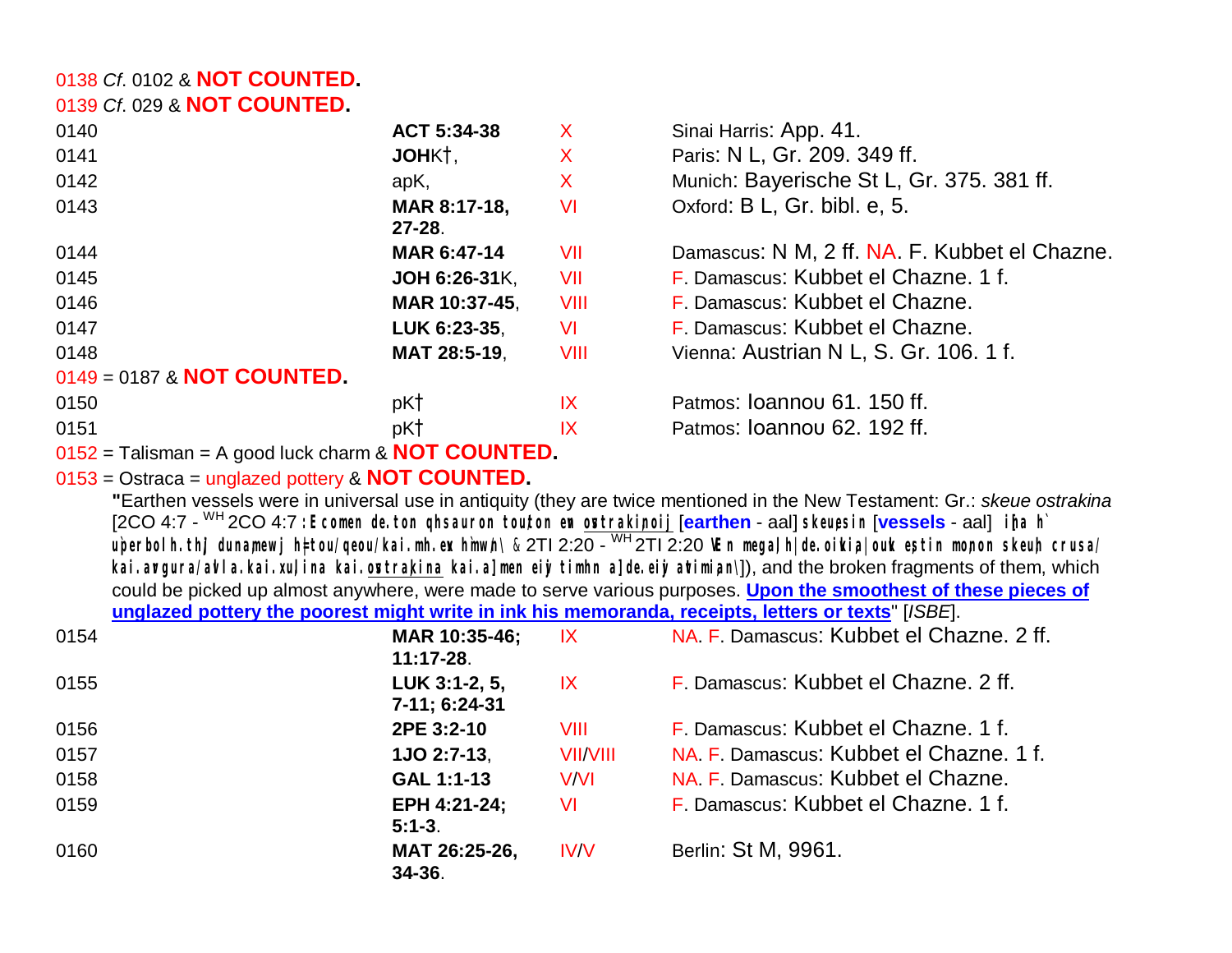0138 *Cf.* 0102 & **NOT COUNTED.**

0139 *Cf.* 029 & **NOT COUNTED.**

| | | | |
|---|---|---|---|
| 0140 | **ACT 5:34-38** | X | Sinai Harris: App. 41. |
| 0141 | **JOH**K†, | X | Paris: N L, Gr. 209. 349 ff. |
| 0142 | apK, | X | Munich: Bayerische St L, Gr. 375. 381 ff. |
| 0143 | **MAR 8:17-18, 27-28**. | VI | Oxford: B L, Gr. bibl. e, 5. |
| 0144 | **MAR 6:47-14** | VII | Damascus: N M, 2 ff. NA. F. Kubbet el Chazne. |
| 0145 | **JOH 6:26-31**K, | VII | F. Damascus: Kubbet el Chazne. 1 f. |
| 0146 | **MAR 10:37-45**, | VIII | F. Damascus: Kubbet el Chazne. |
| 0147 | **LUK 6:23-35**, | VI | F. Damascus: Kubbet el Chazne. |
| 0148 | **MAT 28:5-19**, | VIII | Vienna: Austrian N L, S. Gr. 106. 1 f. |

0149 = 0187 & **NOT COUNTED.**

| | | | |
|---|---|---|---|
| 0150 | pK† | IX | Patmos: Ioannou 61. 150 ff. |
| 0151 | pK† | IX | Patmos: Ioannou 62. 192 ff. |

0152 = Talisman = A good luck charm & **NOT COUNTED.**

0153 = Ostraca = unglazed pottery & **NOT COUNTED.**

**"**Earthen vessels were in universal use in antiquity (they are twice mentioned in the New Testament: Gr.: *skeue ostrakina* [2CO 4:7 - WH 2CO 4:7 ;Ecomen de. ton qhsauron tou/ton evn ostraki,noij [**earthen** - aal] skeu,esin [**vessels** - aal] i[na h` u`perbolh. th/j duna,mewj h=| tou/ qeou/ kai. mh. evx h`mw/n\ & 2TI 2:20 - WH 2TI 2:20 VEn mega,lh| de. oivki,a| ouvk e;stin mo,non skeu,h crusa/ kai. avrgura/ avlla. kai. xu,lina kai. ovstra,kina kai. a] men eivj timh.n a] de. eivj avtimi,an\]), and the broken fragments of them, which could be picked up almost anywhere, were made to serve various purposes. **Upon the smoothest of these pieces of unglazed pottery the poorest might write in ink his memoranda, receipts, letters or texts**" [*ISBE*].

| | | | |
|---|---|---|---|
| 0154 | **MAR 10:35-46; 11:17-28**. | IX | NA. F. Damascus: Kubbet el Chazne. 2 ff. |
| 0155 | **LUK 3:1-2, 5, 7-11; 6:24-31** | IX | F. Damascus: Kubbet el Chazne. 2 ff. |
| 0156 | **2PE 3:2-10** | VIII | F. Damascus: Kubbet el Chazne. 1 f. |
| 0157 | **1JO 2:7-13**, | VII/VIII | NA. F. Damascus: Kubbet el Chazne. 1 f. |
| 0158 | **GAL 1:1-13** | V/VI | NA. F. Damascus: Kubbet el Chazne. |
| 0159 | **EPH 4:21-24; 5:1-3**. | VI | F. Damascus: Kubbet el Chazne. 1 f. |
| 0160 | **MAT 26:25-26, 34-36**. | IV/V | Berlin: St M, 9961. |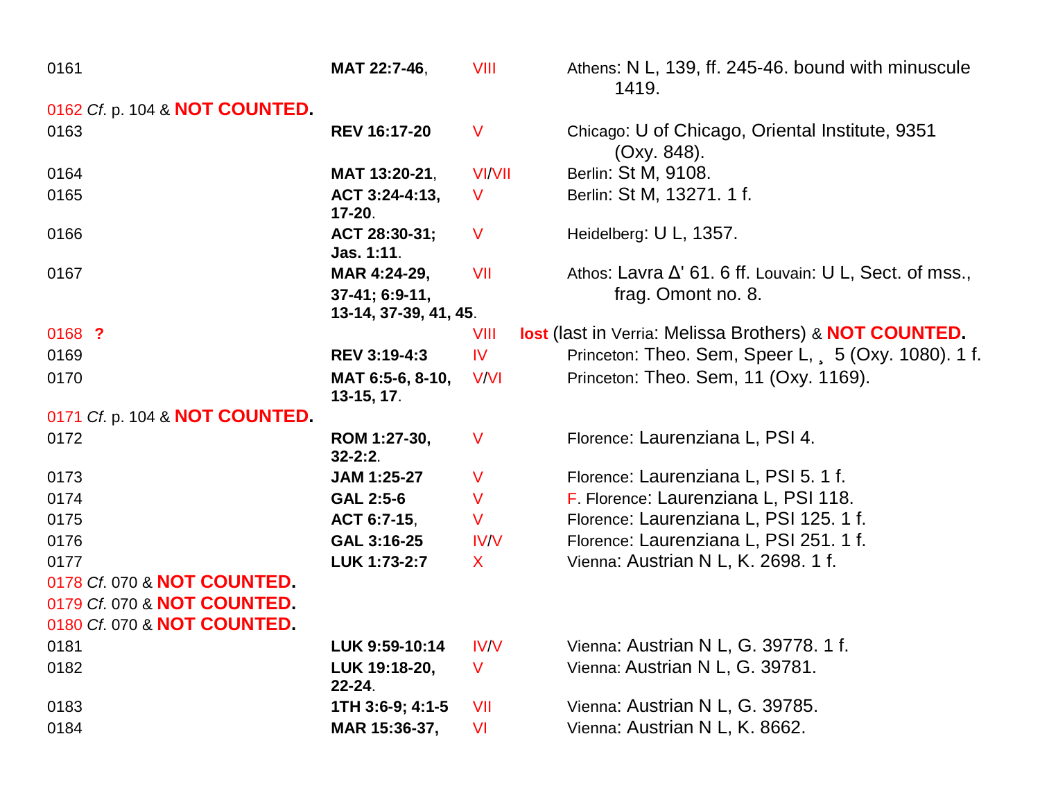| | | | |
|---|---|---|---|
| 0161 | **MAT 22:7-46**, | VIII | Athens: N L, 139, ff. 245-46. bound with minuscule 1419. |
| 0162 *Cf.* p. 104 & **NOT COUNTED.** | | | |
| 0163 | **REV 16:17-20** | V | Chicago: U of Chicago, Oriental Institute, 9351 (Oxy. 848). |
| 0164 | **MAT 13:20-21**, | VI/VII | Berlin: St M, 9108. |
| 0165 | **ACT 3:24-4:13, 17-20**. | V | Berlin: St M, 13271. 1 f. |
| 0166 | **ACT 28:30-31; Jas. 1:11**. | V | Heidelberg: U L, 1357. |
| 0167 | **MAR 4:24-29, 37-41; 6:9-11, 13-14, 37-39, 41, 45**. | VII | Athos: Lavra Δ' 61. 6 ff. Louvain: U L, Sect. of mss., frag. Omont no. 8. |
| 0168 **?** | | VIII | **lost** (last in Verria: Melissa Brothers) & **NOT COUNTED.** |
| 0169 | **REV 3:19-4:3** | IV | Princeton: Theo. Sem, Speer L, ¸ 5 (Oxy. 1080). 1 f. |
| 0170 | **MAT 6:5-6, 8-10, 13-15, 17**. | V/VI | Princeton: Theo. Sem, 11 (Oxy. 1169). |
| 0171 *Cf.* p. 104 & **NOT COUNTED.** | | | |
| 0172 | **ROM 1:27-30, 32-2:2**. | V | Florence: Laurenziana L, PSI 4. |
| 0173 | **JAM 1:25-27** | V | Florence: Laurenziana L, PSI 5. 1 f. |
| 0174 | **GAL 2:5-6** | V | F. Florence: Laurenziana L, PSI 118. |
| 0175 | **ACT 6:7-15**, | V | Florence: Laurenziana L, PSI 125. 1 f. |
| 0176 | **GAL 3:16-25** | IV/V | Florence: Laurenziana L, PSI 251. 1 f. |
| 0177 | **LUK 1:73-2:7** | X | Vienna: Austrian N L, K. 2698. 1 f. |
| 0178 *Cf.* 070 & **NOT COUNTED.** | | | |
| 0179 *Cf.* 070 & **NOT COUNTED.** | | | |
| 0180 *Cf.* 070 & **NOT COUNTED.** | | | |
| 0181 | **LUK 9:59-10:14** | IV/V | Vienna: Austrian N L, G. 39778. 1 f. |
| 0182 | **LUK 19:18-20, 22-24**. | V | Vienna: Austrian N L, G. 39781. |
| 0183 | **1TH 3:6-9; 4:1-5** | VII | Vienna: Austrian N L, G. 39785. |
| 0184 | **MAR 15:36-37**, | VI | Vienna: Austrian N L, K. 8662. |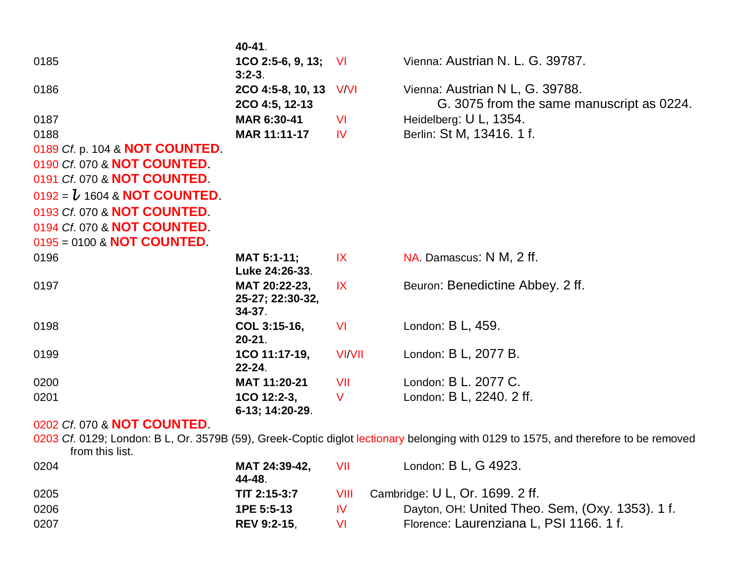| | | | |
|---|---|---|---|
| | **40-41**. | | |
| 0185 | **1CO 2:5-6, 9, 13; 3:2-3**. | VI | Vienna: Austrian N. L. G. 39787. |
| 0186 | **2CO 4:5-8, 10, 13** **2CO 4:5, 12-13** | V/VI | Vienna: Austrian N L, G. 39788. G. 3075 from the same manuscript as 0224. |
| 0187 | **MAR 6:30-41** | VI | Heidelberg: U L, 1354. |
| 0188 | **MAR 11:11-17** | IV | Berlin: St M, 13416. 1 f. |

0189 *Cf*. p. 104 & **NOT COUNTED**.

0190 *Cf*. 070 & **NOT COUNTED**.

0191 *Cf*. 070 & **NOT COUNTED**.

0192 = *l* 1604 & **NOT COUNTED**.

0193 *Cf*. 070 & **NOT COUNTED**.

0194 *Cf*. 070 & **NOT COUNTED**.

0195 = 0100 & **NOT COUNTED**.

| | | | |
|---|---|---|---|
| 0196 | **MAT 5:1-11; Luke 24:26-33**. | IX | NA. Damascus: N M, 2 ff. |
| 0197 | **MAT 20:22-23, 25-27; 22:30-32, 34-37**. | IX | Beuron: Benedictine Abbey. 2 ff. |
| 0198 | **COL 3:15-16, 20-21**. | VI | London: B L, 459. |
| 0199 | **1CO 11:17-19, 22-24**. | VI/VII | London: B L, 2077 B. |
| 0200 | **MAT 11:20-21** | VII | London: B L. 2077 C. |
| 0201 | **1CO 12:2-3, 6-13; 14:20-29**. | V | London: B L, 2240. 2 ff. |

0202 *Cf*. 070 & **NOT COUNTED**.

0203 *Cf*. 0129; London: B L, Or. 3579B (59), Greek-Coptic diglot lectionary belonging with 0129 to 1575, and therefore to be removed from this list.

| | | | |
|---|---|---|---|
| 0204 | **MAT 24:39-42, 44-48**. | VII | London: B L, G 4923. |
| 0205 | **TIT 2:15-3:7** | VIII | Cambridge: U L, Or. 1699. 2 ff. |
| 0206 | **1PE 5:5-13** | IV | Dayton, OH: United Theo. Sem, (Oxy. 1353). 1 f. |
| 0207 | **REV 9:2-15**, | VI | Florence: Laurenziana L, PSI 1166. 1 f. |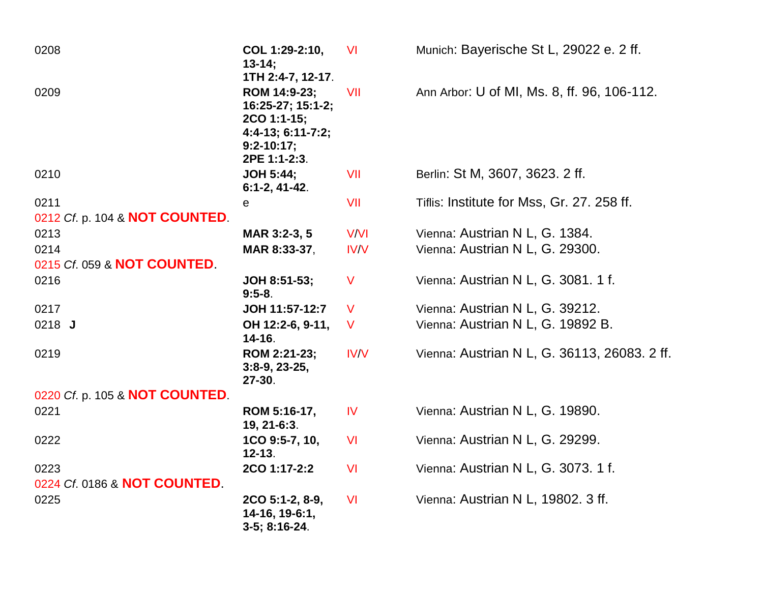| | | | |
|---|---|---|---|
| 0208 | **COL 1:29-2:10, 13-14; 1TH 2:4-7, 12-17**. | VI | Munich: Bayerische St L, 29022 e. 2 ff. |
| 0209 | **ROM 14:9-23; 16:25-27; 15:1-2; 2CO 1:1-15; 4:4-13; 6:11-7:2; 9:2-10:17; 2PE 1:1-2:3**. | VII | Ann Arbor: U of MI, Ms. 8, ff. 96, 106-112. |
| 0210 | **JOH 5:44; 6:1-2, 41-42**. | VII | Berlin: St M, 3607, 3623. 2 ff. |
| 0211 | e | VII | Tiflis: Institute for Mss, Gr. 27. 258 ff. |
| 0212 *Cf.* p. 104 & **NOT COUNTED**. | | | |
| 0213 | **MAR 3:2-3, 5** | V/VI | Vienna: Austrian N L, G. 1384. |
| 0214 | **MAR 8:33-37**, | IV/V | Vienna: Austrian N L, G. 29300. |
| 0215 *Cf.* 059 & **NOT COUNTED**. | | | |
| 0216 | **JOH 8:51-53; 9:5-8**. | V | Vienna: Austrian N L, G. 3081. 1 f. |
| 0217 | **JOH 11:57-12:7** | V | Vienna: Austrian N L, G. 39212. |
| 0218 **J** | **OH 12:2-6, 9-11, 14-16**. | V | Vienna: Austrian N L, G. 19892 B. |
| 0219 | **ROM 2:21-23; 3:8-9, 23-25, 27-30**. | IV/V | Vienna: Austrian N L, G. 36113, 26083. 2 ff. |
| 0220 *Cf.* p. 105 & **NOT COUNTED**. | | | |
| 0221 | **ROM 5:16-17, 19, 21-6:3**. | IV | Vienna: Austrian N L, G. 19890. |
| 0222 | **1CO 9:5-7, 10, 12-13**. | VI | Vienna: Austrian N L, G. 29299. |
| 0223 | **2CO 1:17-2:2** | VI | Vienna: Austrian N L, G. 3073. 1 f. |
| 0224 *Cf.* 0186 & **NOT COUNTED**. | | | |
| 0225 | **2CO 5:1-2, 8-9, 14-16, 19-6:1, 3-5; 8:16-24**. | VI | Vienna: Austrian N L, 19802. 3 ff. |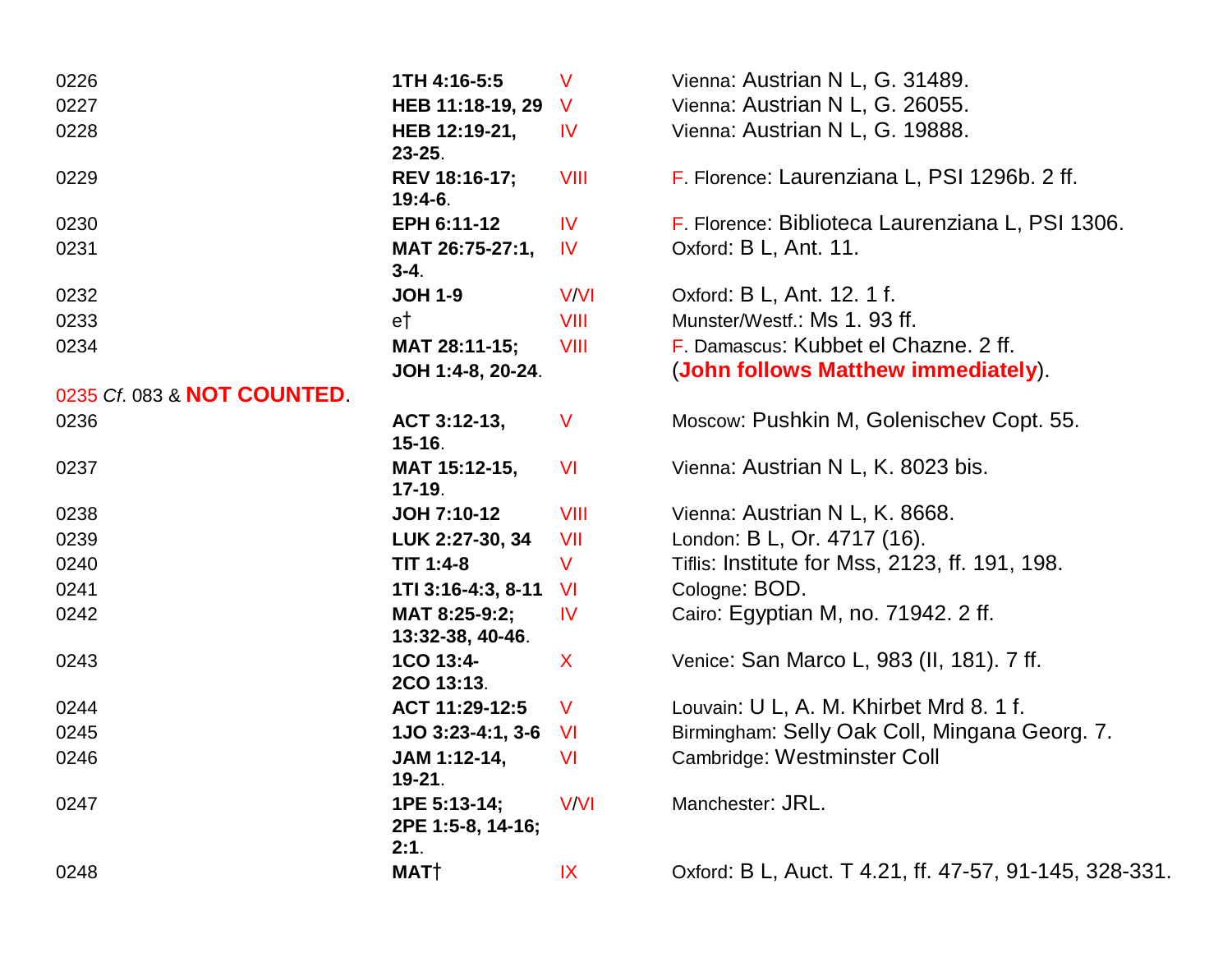| | | | |
|---|---|---|---|
| 0226 | **1TH 4:16-5:5** | V | Vienna: Austrian N L, G. 31489. |
| 0227 | **HEB 11:18-19, 29** | V | Vienna: Austrian N L, G. 26055. |
| 0228 | **HEB 12:19-21, 23-25**. | IV | Vienna: Austrian N L, G. 19888. |
| 0229 | **REV 18:16-17; 19:4-6**. | VIII | F. Florence: Laurenziana L, PSI 1296b. 2 ff. |
| 0230 | **EPH 6:11-12** | IV | F. Florence: Biblioteca Laurenziana L, PSI 1306. |
| 0231 | **MAT 26:75-27:1, 3-4**. | IV | Oxford: B L, Ant. 11. |
| 0232 | **JOH 1-9** | V/VI | Oxford: B L, Ant. 12. 1 f. |
| 0233 | e† | VIII | Munster/Westf.: Ms 1. 93 ff. |
| 0234 | **MAT 28:11-15; JOH 1:4-8, 20-24**. | VIII | F. Damascus: Kubbet el Chazne. 2 ff. (**John follows Matthew immediately**). |
| 0235 *Cf*. 083 & **NOT COUNTED**. | | | |
| 0236 | **ACT 3:12-13, 15-16**. | V | Moscow: Pushkin M, Golenischev Copt. 55. |
| 0237 | **MAT 15:12-15, 17-19**. | VI | Vienna: Austrian N L, K. 8023 bis. |
| 0238 | **JOH 7:10-12** | VIII | Vienna: Austrian N L, K. 8668. |
| 0239 | **LUK 2:27-30, 34** | VII | London: B L, Or. 4717 (16). |
| 0240 | **TIT 1:4-8** | V | Tiflis: Institute for Mss, 2123, ff. 191, 198. |
| 0241 | **1TI 3:16-4:3, 8-11** | VI | Cologne: BOD. |
| 0242 | **MAT 8:25-9:2; 13:32-38, 40-46**. | IV | Cairo: Egyptian M, no. 71942. 2 ff. |
| 0243 | **1CO 13:4-2CO 13:13**. | X | Venice: San Marco L, 983 (II, 181). 7 ff. |
| 0244 | **ACT 11:29-12:5** | V | Louvain: U L, A. M. Khirbet Mrd 8. 1 f. |
| 0245 | **1JO 3:23-4:1, 3-6** | VI | Birmingham: Selly Oak Coll, Mingana Georg. 7. |
| 0246 | **JAM 1:12-14, 19-21**. | VI | Cambridge: Westminster Coll |
| 0247 | **1PE 5:13-14; 2PE 1:5-8, 14-16; 2:1**. | V/VI | Manchester: JRL. |
| 0248 | **MAT†** | IX | Oxford: B L, Auct. T 4.21, ff. 47-57, 91-145, 328-331. |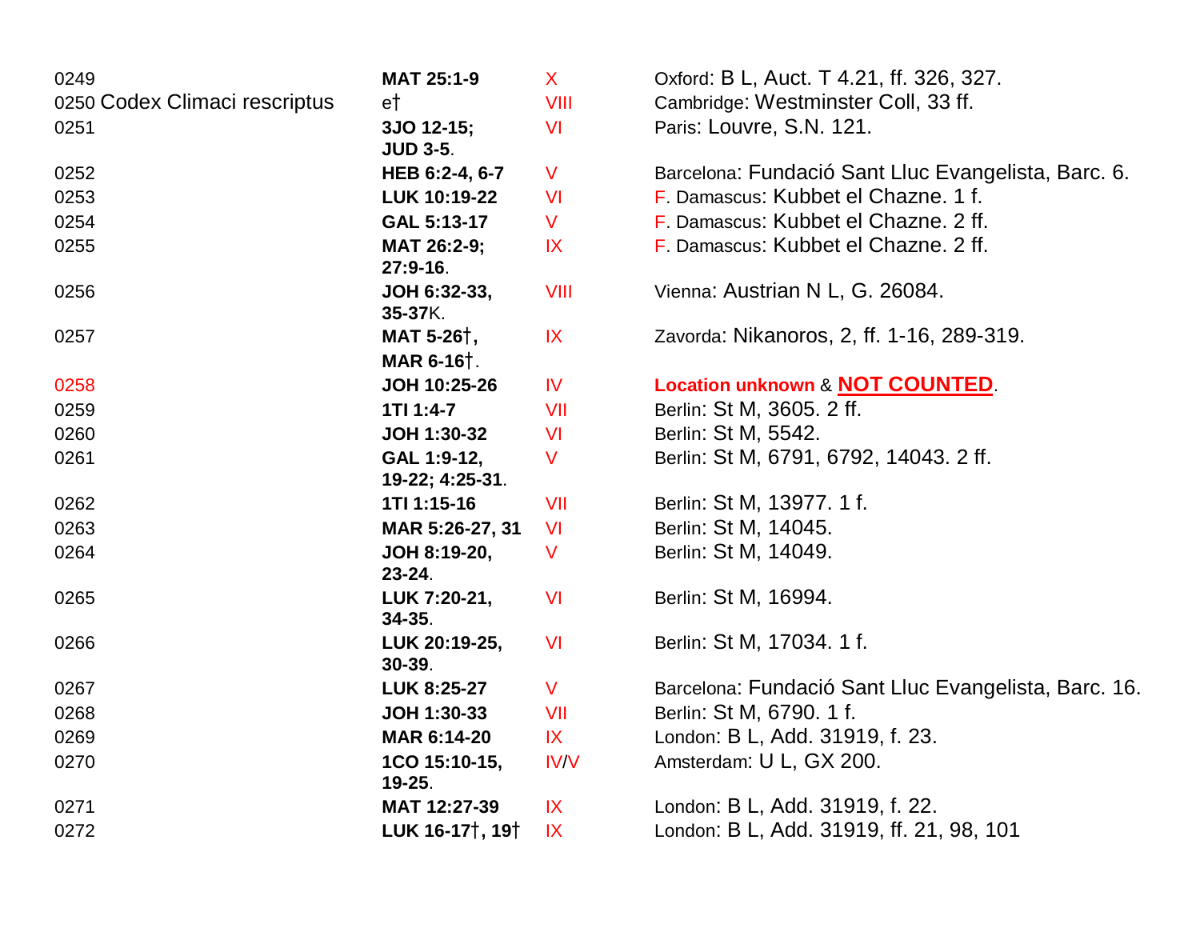| | | | |
|---|---|---|---|
| 0249 | **MAT 25:1-9** | X | Oxford: B L, Auct. T 4.21, ff. 326, 327. |
| 0250 Codex Climaci rescriptus | e† | VIII | Cambridge: Westminster Coll, 33 ff. |
| 0251 | **3JO 12-15; JUD 3-5**. | VI | Paris: Louvre, S.N. 121. |
| 0252 | **HEB 6:2-4, 6-7** | V | Barcelona: Fundació Sant Lluc Evangelista, Barc. 6. |
| 0253 | **LUK 10:19-22** | VI | F. Damascus: Kubbet el Chazne. 1 f. |
| 0254 | **GAL 5:13-17** | V | F. Damascus: Kubbet el Chazne. 2 ff. |
| 0255 | **MAT 26:2-9; 27:9-16**. | IX | F. Damascus: Kubbet el Chazne. 2 ff. |
| 0256 | **JOH 6:32-33, 35-37**K. | VIII | Vienna: Austrian N L, G. 26084. |
| 0257 | **MAT 5-26†, MAR 6-16†**. | IX | Zavorda: Nikanoros, 2, ff. 1-16, 289-319. |
| 0258 | **JOH 10:25-26** | IV | **Location unknown** & **NOT COUNTED**. |
| 0259 | **1TI 1:4-7** | VII | Berlin: St M, 3605. 2 ff. |
| 0260 | **JOH 1:30-32** | VI | Berlin: St M, 5542. |
| 0261 | **GAL 1:9-12, 19-22; 4:25-31**. | V | Berlin: St M, 6791, 6792, 14043. 2 ff. |
| 0262 | **1TI 1:15-16** | VII | Berlin: St M, 13977. 1 f. |
| 0263 | **MAR 5:26-27, 31** | VI | Berlin: St M, 14045. |
| 0264 | **JOH 8:19-20, 23-24**. | V | Berlin: St M, 14049. |
| 0265 | **LUK 7:20-21, 34-35**. | VI | Berlin: St M, 16994. |
| 0266 | **LUK 20:19-25, 30-39**. | VI | Berlin: St M, 17034. 1 f. |
| 0267 | **LUK 8:25-27** | V | Barcelona: Fundació Sant Lluc Evangelista, Barc. 16. |
| 0268 | **JOH 1:30-33** | VII | Berlin: St M, 6790. 1 f. |
| 0269 | **MAR 6:14-20** | IX | London: B L, Add. 31919, f. 23. |
| 0270 | **1CO 15:10-15, 19-25**. | IV/V | Amsterdam: U L, GX 200. |
| 0271 | **MAT 12:27-39** | IX | London: B L, Add. 31919, f. 22. |
| 0272 | **LUK 16-17†, 19†** | IX | London: B L, Add. 31919, ff. 21, 98, 101 |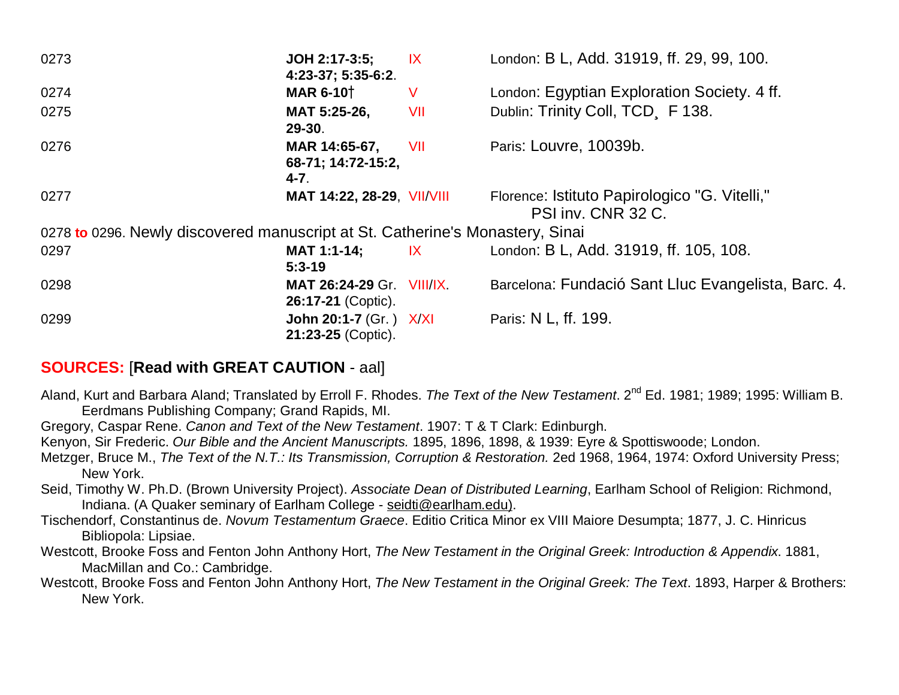| | | | |
|---|---|---|---|
| 0273 | **JOH 2:17-3:5; 4:23-37; 5:35-6:2**. | IX | London: B L, Add. 31919, ff. 29, 99, 100. |
| 0274 | **MAR 6-10†** | V | London: Egyptian Exploration Society. 4 ff. |
| 0275 | **MAT 5:25-26, 29-30**. | VII | Dublin: Trinity Coll, TCD¸ F 138. |
| 0276 | **MAR 14:65-67, 68-71; 14:72-15:2, 4-7**. | VII | Paris: Louvre, 10039b. |
| 0277 | **MAT 14:22, 28-29**, | VII/VIII | Florence: Istituto Papirologico "G. Vitelli," PSI inv. CNR 32 C. |
| 0278 **to** 0296. Newly discovered manuscript at St. Catherine's Monastery, Sinai | | | |
| 0297 | **MAT 1:1-14; 5:3-19** | IX | London: B L, Add. 31919, ff. 105, 108. |
| 0298 | **MAT 26:24-29** Gr. **26:17-21** (Coptic). | VIII/IX. | Barcelona: Fundació Sant Lluc Evangelista, Barc. 4. |
| 0299 | **John 20:1-7** (Gr. ) **21:23-25** (Coptic). | X/XI | Paris: N L, ff. 199. |

## SOURCES: [**Read with GREAT CAUTION** - aal]

Aland, Kurt and Barbara Aland; Translated by Erroll F. Rhodes. *The Text of the New Testament*. 2nd Ed. 1981; 1989; 1995: William B. Eerdmans Publishing Company; Grand Rapids, MI.

Gregory, Caspar Rene. *Canon and Text of the New Testament*. 1907: T & T Clark: Edinburgh.

Kenyon, Sir Frederic. *Our Bible and the Ancient Manuscripts.* 1895, 1896, 1898, & 1939: Eyre & Spottiswoode; London.

Metzger, Bruce M., *The Text of the N.T.: Its Transmission, Corruption & Restoration.* 2ed 1968, 1964, 1974: Oxford University Press; New York.

Seid, Timothy W. Ph.D. (Brown University Project). *Associate Dean of Distributed Learning*, Earlham School of Religion: Richmond, Indiana. (A Quaker seminary of Earlham College - seidti@earlham.edu).

Tischendorf, Constantinus de. *Novum Testamentum Graece*. Editio Critica Minor ex VIII Maiore Desumpta; 1877, J. C. Hinricus Bibliopola: Lipsiae.

Westcott, Brooke Foss and Fenton John Anthony Hort, *The New Testament in the Original Greek: Introduction & Appendix*. 1881, MacMillan and Co.: Cambridge.

Westcott, Brooke Foss and Fenton John Anthony Hort, *The New Testament in the Original Greek: The Text*. 1893, Harper & Brothers: New York.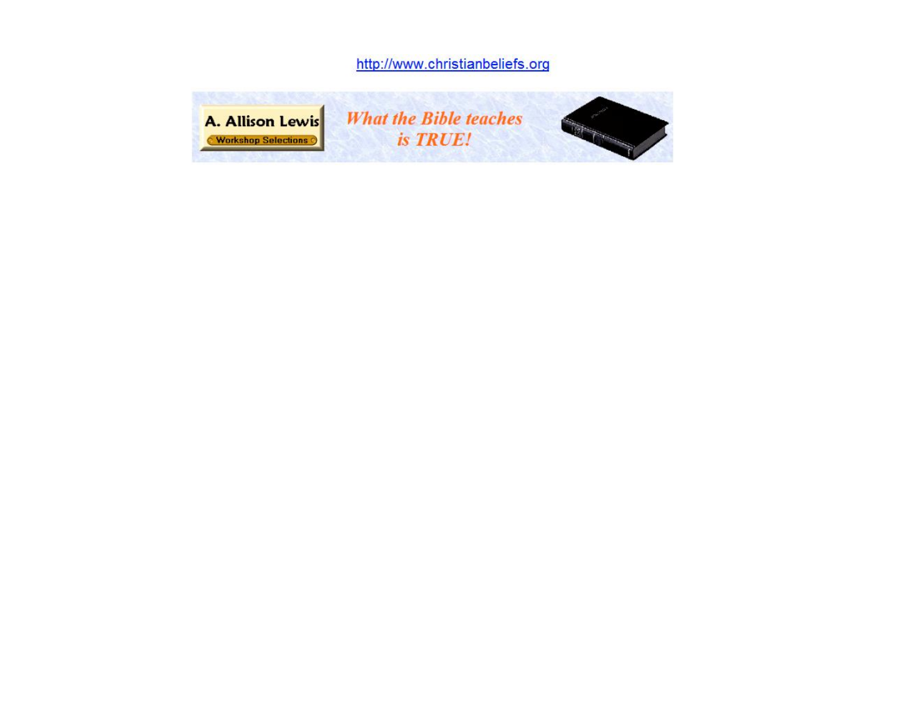http://www.christianbeliefs.org

A. Allison Lewis

Workshop Selections

*What the Bible teaches is TRUE!*